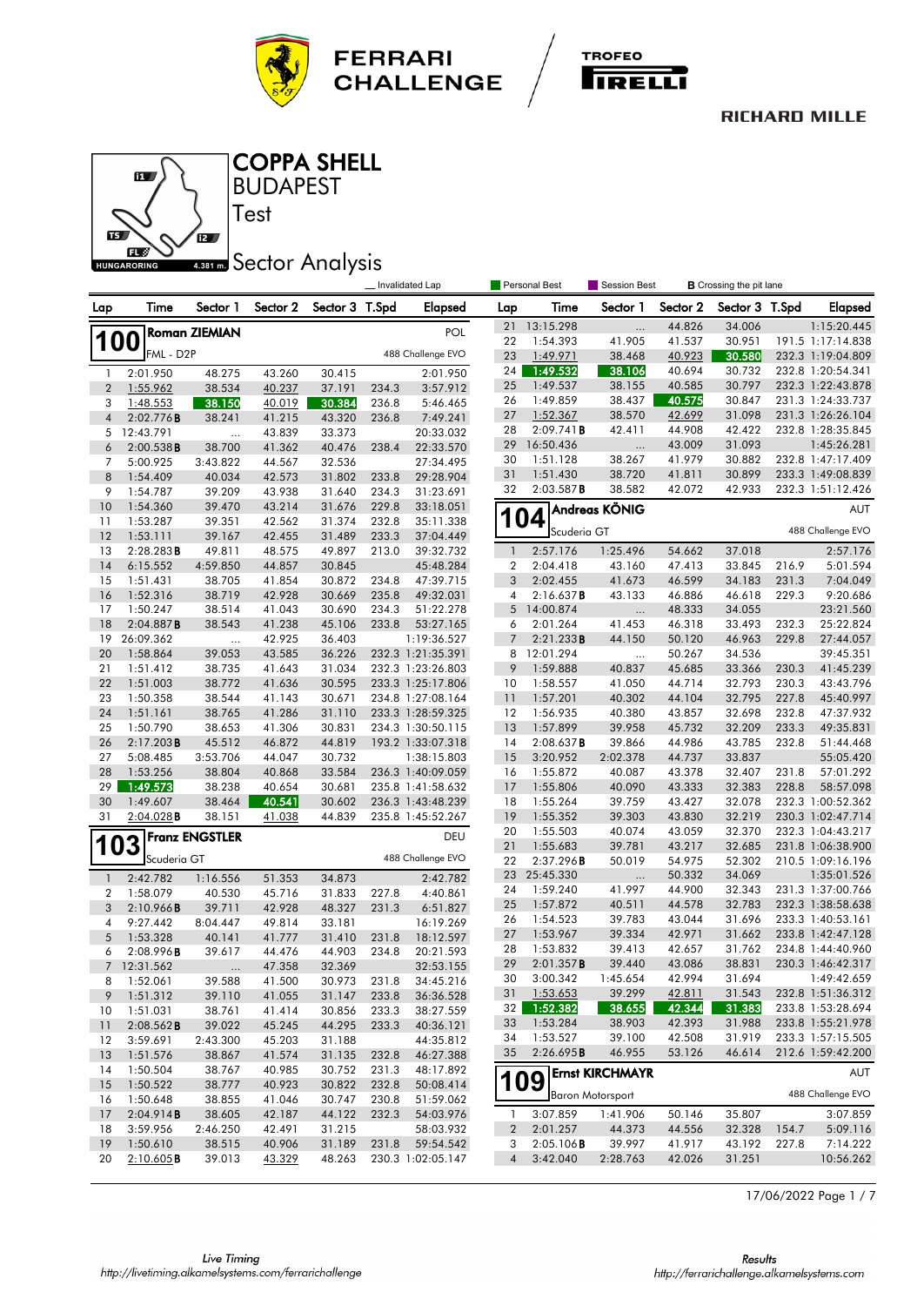# FERRARI CHALLENGE

TROFEO PIRELLI

RICHARD MILLE

## COPPA SHELL

BUDAPEST

Test

HUNGARORING 4.381 m.

## Sector Analysis

_ Invalidated Lap | Personal Best | Session Best | **B** Crossing the pit lane

### 100 Roman ZIEMIAN — POL

FML - D2P — 488 Challenge EVO

| Lap | Time | Sector 1 | Sector 2 | Sector 3 | T.Spd | Elapsed |
|---|---|---|---|---|---|---|
| 1 | 2:01.950 | 48.275 | 43.260 | 30.415 | | 2:01.950 |
| 2 | 1:55.962 | 38.534 | 40.237 | 37.191 | 234.3 | 3:57.912 |
| 3 | 1:48.553 | 38.150 | 40.019 | 30.384 | 236.8 | 5:46.465 |
| 4 | 2:02.776 **B** | 38.241 | 41.215 | 43.320 | 236.8 | 7:49.241 |
| 5 | 12:43.791 | ... | 43.839 | 33.373 | | 20:33.032 |
| 6 | 2:00.538 **B** | 38.700 | 41.362 | 40.476 | 238.4 | 22:33.570 |
| 7 | 5:00.925 | 3:43.822 | 44.567 | 32.536 | | 27:34.495 |
| 8 | 1:54.409 | 40.034 | 42.573 | 31.802 | 233.8 | 29:28.904 |
| 9 | 1:54.787 | 39.209 | 43.938 | 31.640 | 234.3 | 31:23.691 |
| 10 | 1:54.360 | 39.470 | 43.214 | 31.676 | 229.8 | 33:18.051 |
| 11 | 1:53.287 | 39.351 | 42.562 | 31.374 | 232.8 | 35:11.338 |
| 12 | 1:53.111 | 39.167 | 42.455 | 31.489 | 233.3 | 37:04.449 |
| 13 | 2:28.283 **B** | 49.811 | 48.575 | 49.897 | 213.0 | 39:32.732 |
| 14 | 6:15.552 | 4:59.850 | 44.857 | 30.845 | | 45:48.284 |
| 15 | 1:51.431 | 38.705 | 41.854 | 30.872 | 234.8 | 47:39.715 |
| 16 | 1:52.316 | 38.719 | 42.928 | 30.669 | 235.8 | 49:32.031 |
| 17 | 1:50.247 | 38.514 | 41.043 | 30.690 | 234.3 | 51:22.278 |
| 18 | 2:04.887 **B** | 38.543 | 41.238 | 45.106 | 233.8 | 53:27.165 |
| 19 | 26:09.362 | ... | 42.925 | 36.403 | | 1:19:36.527 |
| 20 | 1:58.864 | 39.053 | 43.585 | 36.226 | 232.3 | 1:21:35.391 |
| 21 | 1:51.412 | 38.735 | 41.643 | 31.034 | 232.3 | 1:23:26.803 |
| 22 | 1:51.003 | 38.772 | 41.636 | 30.595 | 233.3 | 1:25:17.806 |
| 23 | 1:50.358 | 38.544 | 41.143 | 30.671 | 234.8 | 1:27:08.164 |
| 24 | 1:51.161 | 38.765 | 41.286 | 31.110 | 233.3 | 1:28:59.325 |
| 25 | 1:50.790 | 38.653 | 41.306 | 30.831 | 234.3 | 1:30:50.115 |
| 26 | 2:17.203 **B** | 45.512 | 46.872 | 44.819 | 193.2 | 1:33:07.318 |
| 27 | 5:08.485 | 3:53.706 | 44.047 | 30.732 | | 1:38:15.803 |
| 28 | 1:53.256 | 38.804 | 40.868 | 33.584 | 236.3 | 1:40:09.059 |
| 29 | 1:49.573 | 38.238 | 40.654 | 30.681 | 235.8 | 1:41:58.632 |
| 30 | 1:49.607 | 38.464 | 40.541 | 30.602 | 236.3 | 1:43:48.239 |
| 31 | 2:04.028 **B** | 38.151 | 41.038 | 44.839 | 235.8 | 1:45:52.267 |

### 103 Franz ENGSTLER — DEU

Scuderia GT — 488 Challenge EVO

| Lap | Time | Sector 1 | Sector 2 | Sector 3 | T.Spd | Elapsed |
|---|---|---|---|---|---|---|
| 1 | 2:42.782 | 1:16.556 | 51.353 | 34.873 | | 2:42.782 |
| 2 | 1:58.079 | 40.530 | 45.716 | 31.833 | 227.8 | 4:40.861 |
| 3 | 2:10.966 **B** | 39.711 | 42.928 | 48.327 | 231.3 | 6:51.827 |
| 4 | 9:27.442 | 8:04.447 | 49.814 | 33.181 | | 16:19.269 |
| 5 | 1:53.328 | 40.141 | 41.777 | 31.410 | 231.8 | 18:12.597 |
| 6 | 2:08.996 **B** | 39.617 | 44.476 | 44.903 | 234.8 | 20:21.593 |
| 7 | 12:31.562 | ... | 47.358 | 32.369 | | 32:53.155 |
| 8 | 1:52.061 | 39.588 | 41.500 | 30.973 | 231.8 | 34:45.216 |
| 9 | 1:51.312 | 39.110 | 41.055 | 31.147 | 233.8 | 36:36.528 |
| 10 | 1:51.031 | 38.761 | 41.414 | 30.856 | 233.3 | 38:27.559 |
| 11 | 2:08.562 **B** | 39.022 | 45.245 | 44.295 | 233.3 | 40:36.121 |
| 12 | 3:59.691 | 2:43.300 | 45.203 | 31.188 | | 44:35.812 |
| 13 | 1:51.576 | 38.867 | 41.574 | 31.135 | 232.8 | 46:27.388 |
| 14 | 1:50.504 | 38.767 | 40.985 | 30.752 | 231.3 | 48:17.892 |
| 15 | 1:50.522 | 38.777 | 40.923 | 30.822 | 232.8 | 50:08.414 |
| 16 | 1:50.648 | 38.855 | 41.046 | 30.747 | 230.8 | 51:59.062 |
| 17 | 2:04.914 **B** | 38.605 | 42.187 | 44.122 | 232.3 | 54:03.976 |
| 18 | 3:59.956 | 2:46.250 | 42.491 | 31.215 | | 58:03.932 |
| 19 | 1:50.610 | 38.515 | 40.906 | 31.189 | 231.8 | 59:54.542 |
| 20 | 2:10.605 **B** | 39.013 | 43.329 | 48.263 | 230.3 | 1:02:05.147 |
| 21 | 13:15.298 | ... | 44.826 | 34.006 | | 1:15:20.445 |
| 22 | 1:54.393 | 41.905 | 41.537 | 30.951 | 191.5 | 1:17:14.838 |
| 23 | 1:49.971 | 38.468 | 40.923 | 30.580 | 232.3 | 1:19:04.809 |
| 24 | 1:49.532 | 38.106 | 40.694 | 30.732 | 232.8 | 1:20:54.341 |
| 25 | 1:49.537 | 38.155 | 40.585 | 30.797 | 232.3 | 1:22:43.878 |
| 26 | 1:49.859 | 38.437 | 40.575 | 30.847 | 231.3 | 1:24:33.737 |
| 27 | 1:52.367 | 38.570 | 42.699 | 31.098 | 231.3 | 1:26:26.104 |
| 28 | 2:09.741 **B** | 42.411 | 44.908 | 42.422 | 232.8 | 1:28:35.845 |
| 29 | 16:50.436 | ... | 43.009 | 31.093 | | 1:45:26.281 |
| 30 | 1:51.128 | 38.267 | 41.979 | 30.882 | 232.8 | 1:47:17.409 |
| 31 | 1:51.430 | 38.720 | 41.811 | 30.899 | 233.3 | 1:49:08.839 |
| 32 | 2:03.587 **B** | 38.582 | 42.072 | 42.933 | 232.3 | 1:51:12.426 |

### 104 Andreas KÖNIG — AUT

Scuderia GT — 488 Challenge EVO

| Lap | Time | Sector 1 | Sector 2 | Sector 3 | T.Spd | Elapsed |
|---|---|---|---|---|---|---|
| 1 | 2:57.176 | 1:25.496 | 54.662 | 37.018 | | 2:57.176 |
| 2 | 2:04.418 | 43.160 | 47.413 | 33.845 | 216.9 | 5:01.594 |
| 3 | 2:02.455 | 41.673 | 46.599 | 34.183 | 231.3 | 7:04.049 |
| 4 | 2:16.637 **B** | 43.133 | 46.886 | 46.618 | 229.3 | 9:20.686 |
| 5 | 14:00.874 | ... | 48.333 | 34.055 | | 23:21.560 |
| 6 | 2:01.264 | 41.453 | 46.318 | 33.493 | 232.3 | 25:22.824 |
| 7 | 2:21.233 **B** | 44.150 | 50.120 | 46.963 | 229.8 | 27:44.057 |
| 8 | 12:01.294 | ... | 50.267 | 34.536 | | 39:45.351 |
| 9 | 1:59.888 | 40.837 | 45.685 | 33.366 | 230.3 | 41:45.239 |
| 10 | 1:58.557 | 41.050 | 44.714 | 32.793 | 230.3 | 43:43.796 |
| 11 | 1:57.201 | 40.302 | 44.104 | 32.795 | 227.8 | 45:40.997 |
| 12 | 1:56.935 | 40.380 | 43.857 | 32.698 | 232.8 | 47:37.932 |
| 13 | 1:57.899 | 39.958 | 45.732 | 32.209 | 233.3 | 49:35.831 |
| 14 | 2:08.637 **B** | 39.866 | 44.986 | 43.785 | 232.8 | 51:44.468 |
| 15 | 3:20.952 | 2:02.378 | 44.737 | 33.837 | | 55:05.420 |
| 16 | 1:55.872 | 40.087 | 43.378 | 32.407 | 231.8 | 57:01.292 |
| 17 | 1:55.806 | 40.090 | 43.333 | 32.383 | 228.8 | 58:57.098 |
| 18 | 1:55.264 | 39.759 | 43.427 | 32.078 | 232.3 | 1:00:52.362 |
| 19 | 1:55.352 | 39.303 | 43.830 | 32.219 | 230.3 | 1:02:47.714 |
| 20 | 1:55.503 | 40.074 | 43.059 | 32.370 | 232.3 | 1:04:43.217 |
| 21 | 1:55.683 | 39.781 | 43.217 | 32.685 | 231.8 | 1:06:38.900 |
| 22 | 2:37.296 **B** | 50.019 | 54.975 | 52.302 | 210.5 | 1:09:16.196 |
| 23 | 25:45.330 | ... | 50.332 | 34.069 | | 1:35:01.526 |
| 24 | 1:59.240 | 41.997 | 44.900 | 32.343 | 231.3 | 1:37:00.766 |
| 25 | 1:57.872 | 40.511 | 44.578 | 32.783 | 232.3 | 1:38:58.638 |
| 26 | 1:54.523 | 39.783 | 43.044 | 31.696 | 233.3 | 1:40:53.161 |
| 27 | 1:53.967 | 39.334 | 42.971 | 31.662 | 233.8 | 1:42:47.128 |
| 28 | 1:53.832 | 39.413 | 42.657 | 31.762 | 234.8 | 1:44:40.960 |
| 29 | 2:01.357 **B** | 39.440 | 43.086 | 38.831 | 230.3 | 1:46:42.317 |
| 30 | 3:00.342 | 1:45.654 | 42.994 | 31.694 | | 1:49:42.659 |
| 31 | 1:53.653 | 39.299 | 42.811 | 31.543 | 232.8 | 1:51:36.312 |
| 32 | 1:52.382 | 38.655 | 42.344 | 31.383 | 233.8 | 1:53:28.694 |
| 33 | 1:53.284 | 38.903 | 42.393 | 31.988 | 233.8 | 1:55:21.978 |
| 34 | 1:53.527 | 39.100 | 42.508 | 31.919 | 233.3 | 1:57:15.505 |
| 35 | 2:26.695 **B** | 46.955 | 53.126 | 46.614 | 212.6 | 1:59:42.200 |

### 109 Ernst KIRCHMAYR — AUT

Baron Motorsport — 488 Challenge EVO

| Lap | Time | Sector 1 | Sector 2 | Sector 3 | T.Spd | Elapsed |
|---|---|---|---|---|---|---|
| 1 | 3:07.859 | 1:41.906 | 50.146 | 35.807 | | 3:07.859 |
| 2 | 2:01.257 | 44.373 | 44.556 | 32.328 | 154.7 | 5:09.116 |
| 3 | 2:05.106 **B** | 39.997 | 41.917 | 43.192 | 227.8 | 7:14.222 |
| 4 | 3:42.040 | 2:28.763 | 42.026 | 31.251 | | 10:56.262 |

17/06/2022

Live Timing http://livetiming.alkamelsystems.com/ferrarichallenge

Results http://ferrarichallenge.alkamelsystems.com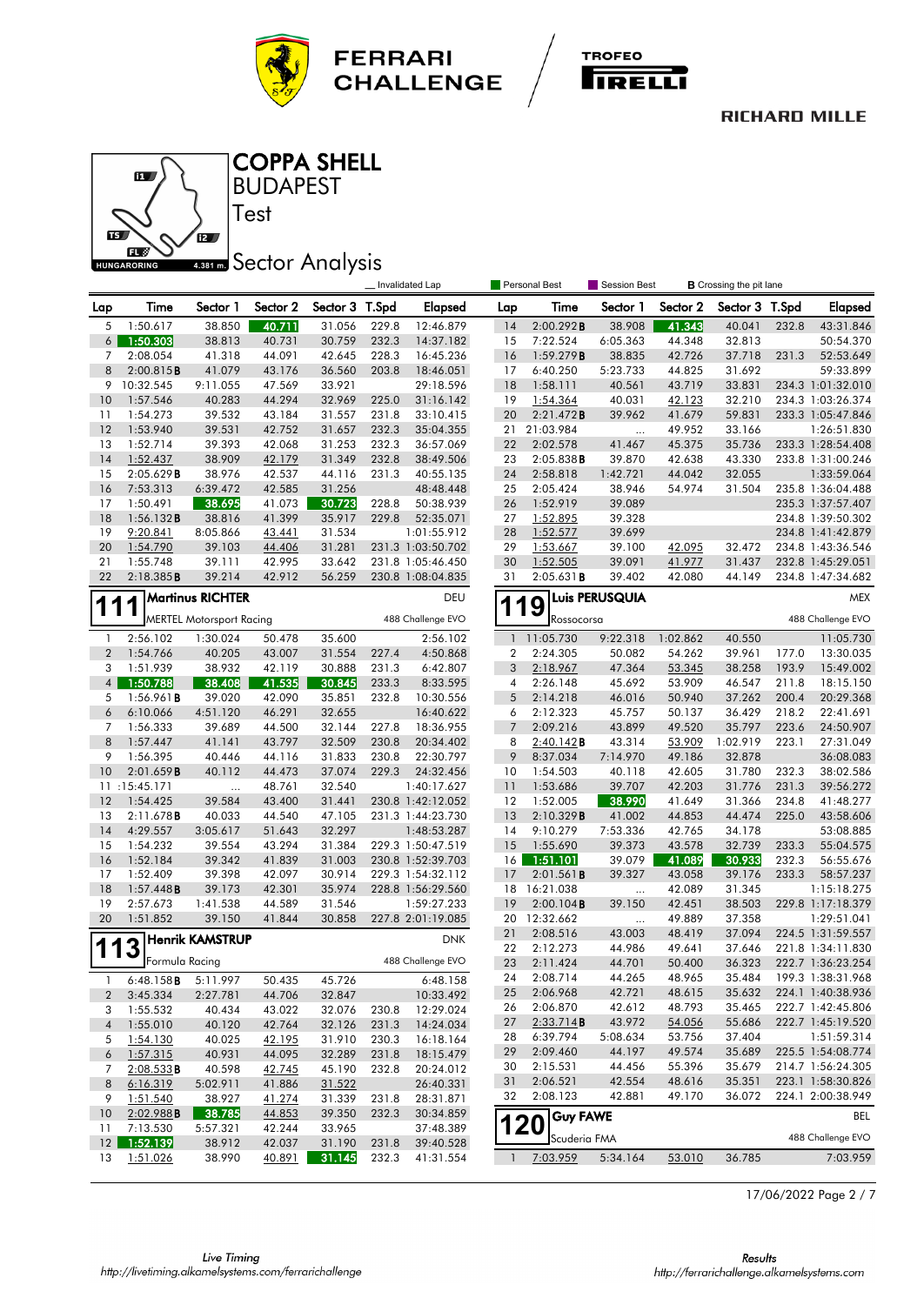# COPPA SHELL

## BUDAPEST

Test

## Sector Analysis

HUNGARORING 4.381 m.

_ Invalidated Lap | Personal Best | Session Best | **B** Crossing the pit lane

| Lap | Time | Sector 1 | Sector 2 | Sector 3 | T.Spd | Elapsed |
|---|---|---|---|---|---|---|
| 5 | 1:50.617 | 38.850 | 40.711 | 31.056 | 229.8 | 12:46.879 |
| 6 | 1:50.303 | 38.813 | 40.731 | 30.759 | 232.3 | 14:37.182 |
| 7 | 2:08.054 | 41.318 | 44.091 | 42.645 | 228.3 | 16:45.236 |
| 8 | 2:00.815B | 41.079 | 43.176 | 36.560 | 203.8 | 18:46.051 |
| 9 | 10:32.545 | 9:11.055 | 47.569 | 33.921 | | 29:18.596 |
| 10 | 1:57.546 | 40.283 | 44.294 | 32.969 | 225.0 | 31:16.142 |
| 11 | 1:54.273 | 39.532 | 43.184 | 31.557 | 231.8 | 33:10.415 |
| 12 | 1:53.940 | 39.531 | 42.752 | 31.657 | 232.3 | 35:04.355 |
| 13 | 1:52.714 | 39.393 | 42.068 | 31.253 | 232.3 | 36:57.069 |
| 14 | 1:52.437 | 38.909 | 42.179 | 31.349 | 232.8 | 38:49.506 |
| 15 | 2:05.629B | 38.976 | 42.537 | 44.116 | 231.3 | 40:55.135 |
| 16 | 7:53.313 | 6:39.472 | 42.585 | 31.256 | | 48:48.448 |
| 17 | 1:50.491 | 38.695 | 41.073 | 30.723 | 228.8 | 50:38.939 |
| 18 | 1:56.132B | 38.816 | 41.399 | 35.917 | 229.8 | 52:35.071 |
| 19 | 9:20.841 | 8:05.866 | 43.441 | 31.534 | | 1:01:55.912 |
| 20 | 1:54.790 | 39.103 | 44.406 | 31.281 | 231.3 | 1:03:50.702 |
| 21 | 1:55.748 | 39.111 | 42.995 | 33.642 | 231.8 | 1:05:46.450 |
| 22 | 2:18.385B | 39.214 | 42.912 | 56.259 | 230.8 | 1:08:04.835 |
| 14 | 2:00.292B | 38.908 | 41.343 | 40.041 | 232.8 | 43:31.846 |
| 15 | 7:22.524 | 6:05.363 | 44.348 | 32.813 | | 50:54.370 |
| 16 | 1:59.279B | 38.835 | 42.726 | 37.718 | 231.3 | 52:53.649 |
| 17 | 6:40.250 | 5:23.733 | 44.825 | 31.692 | | 59:33.899 |
| 18 | 1:58.111 | 40.561 | 43.719 | 33.831 | 234.3 | 1:01:32.010 |
| 19 | 1:54.364 | 40.031 | 42.123 | 32.210 | 234.3 | 1:03:26.374 |
| 20 | 2:21.472B | 39.962 | 41.679 | 59.831 | 233.3 | 1:05:47.846 |
| 21 | 21:03.984 | ... | 49.952 | 33.166 | | 1:26:51.830 |
| 22 | 2:02.578 | 41.467 | 45.375 | 35.736 | 233.3 | 1:28:54.408 |
| 23 | 2:05.838B | 39.870 | 42.638 | 43.330 | 233.8 | 1:31:00.246 |
| 24 | 2:58.818 | 1:42.721 | 44.042 | 32.055 | | 1:33:59.064 |
| 25 | 2:05.424 | 38.946 | 54.974 | 31.504 | 235.8 | 1:36:04.488 |
| 26 | 1:52.919 | 39.089 | | | 235.3 | 1:37:57.407 |
| 27 | 1:52.895 | 39.328 | | | 234.8 | 1:39:50.302 |
| 28 | 1:52.577 | 39.699 | | | 234.8 | 1:41:42.879 |
| 29 | 1:53.667 | 39.100 | 42.095 | 32.472 | 234.8 | 1:43:36.546 |
| 30 | 1:52.505 | 39.091 | 41.977 | 31.437 | 232.8 | 1:45:29.051 |
| 31 | 2:05.631B | 39.402 | 42.080 | 44.149 | 234.8 | 1:47:34.682 |

### 111 Martinus RICHTER — DEU
MERTEL Motorsport Racing — 488 Challenge EVO

| Lap | Time | Sector 1 | Sector 2 | Sector 3 | T.Spd | Elapsed |
|---|---|---|---|---|---|---|
| 1 | 2:56.102 | 1:30.024 | 50.478 | 35.600 | | 2:56.102 |
| 2 | 1:54.766 | 40.205 | 43.007 | 31.554 | 227.4 | 4:50.868 |
| 3 | 1:51.939 | 38.932 | 42.119 | 30.888 | 231.3 | 6:42.807 |
| 4 | 1:50.788 | 38.408 | 41.535 | 30.845 | 233.3 | 8:33.595 |
| 5 | 1:56.961B | 39.020 | 42.090 | 35.851 | 232.8 | 10:30.556 |
| 6 | 6:10.066 | 4:51.120 | 46.291 | 32.655 | | 16:40.622 |
| 7 | 1:56.333 | 39.689 | 44.500 | 32.144 | 227.8 | 18:36.955 |
| 8 | 1:57.447 | 41.141 | 43.797 | 32.509 | 230.8 | 20:34.402 |
| 9 | 1:56.395 | 40.446 | 44.116 | 31.833 | 230.8 | 22:30.797 |
| 10 | 2:01.659B | 40.112 | 44.473 | 37.074 | 229.3 | 24:32.456 |
| 11 | :15:45.171 | ... | 48.761 | 32.540 | | 1:40:17.627 |
| 12 | 1:54.425 | 39.584 | 43.400 | 31.441 | 230.8 | 1:42:12.052 |
| 13 | 2:11.678B | 40.033 | 44.540 | 47.105 | 231.3 | 1:44:23.730 |
| 14 | 4:29.557 | 3:05.617 | 51.643 | 32.297 | | 1:48:53.287 |
| 15 | 1:54.232 | 39.554 | 43.294 | 31.384 | 229.3 | 1:50:47.519 |
| 16 | 1:52.184 | 39.342 | 41.839 | 31.003 | 230.8 | 1:52:39.703 |
| 17 | 1:52.409 | 39.398 | 42.097 | 30.914 | 229.3 | 1:54:32.112 |
| 18 | 1:57.448B | 39.173 | 42.301 | 35.974 | 228.8 | 1:56:29.560 |
| 19 | 2:57.673 | 1:41.538 | 44.589 | 31.546 | | 1:59:27.233 |
| 20 | 1:51.852 | 39.150 | 41.844 | 30.858 | 227.8 | 2:01:19.085 |

### 113 Henrik KAMSTRUP — DNK
Formula Racing — 488 Challenge EVO

| Lap | Time | Sector 1 | Sector 2 | Sector 3 | T.Spd | Elapsed |
|---|---|---|---|---|---|---|
| 1 | 6:48.158B | 5:11.997 | 50.435 | 45.726 | | 6:48.158 |
| 2 | 3:45.334 | 2:27.781 | 44.706 | 32.847 | | 10:33.492 |
| 3 | 1:55.532 | 40.434 | 43.022 | 32.076 | 230.8 | 12:29.024 |
| 4 | 1:55.010 | 40.120 | 42.764 | 32.126 | 231.3 | 14:24.034 |
| 5 | 1:54.130 | 40.025 | 42.195 | 31.910 | 230.3 | 16:18.164 |
| 6 | 1:57.315 | 40.931 | 44.095 | 32.289 | 231.8 | 18:15.479 |
| 7 | 2:08.533B | 40.598 | 42.745 | 45.190 | 232.8 | 20:24.012 |
| 8 | 6:16.319 | 5:02.911 | 41.886 | 31.522 | | 26:40.331 |
| 9 | 1:51.540 | 38.927 | 41.274 | 31.339 | 231.8 | 28:31.871 |
| 10 | 2:02.988B | 38.785 | 44.853 | 39.350 | 232.3 | 30:34.859 |
| 11 | 7:13.530 | 5:57.321 | 42.244 | 33.965 | | 37:48.389 |
| 12 | 1:52.139 | 38.912 | 42.037 | 31.190 | 231.8 | 39:40.528 |
| 13 | 1:51.026 | 38.990 | 40.891 | 31.145 | 232.3 | 41:31.554 |

### 119 Luis PERUSQUIA — MEX
Rossocorsa — 488 Challenge EVO

| Lap | Time | Sector 1 | Sector 2 | Sector 3 | T.Spd | Elapsed |
|---|---|---|---|---|---|---|
| 1 | 11:05.730 | 9:22.318 | 1:02.862 | 40.550 | | 11:05.730 |
| 2 | 2:24.305 | 50.082 | 54.262 | 39.961 | 177.0 | 13:30.035 |
| 3 | 2:18.967 | 47.364 | 53.345 | 38.258 | 193.9 | 15:49.002 |
| 4 | 2:26.148 | 45.692 | 53.909 | 46.547 | 211.8 | 18:15.150 |
| 5 | 2:14.218 | 46.016 | 50.940 | 37.262 | 200.4 | 20:29.368 |
| 6 | 2:12.323 | 45.757 | 50.137 | 36.429 | 218.2 | 22:41.691 |
| 7 | 2:09.216 | 43.899 | 49.520 | 35.797 | 223.6 | 24:50.907 |
| 8 | 2:40.142B | 43.314 | 53.909 | 1:02.919 | 223.1 | 27:31.049 |
| 9 | 8:37.034 | 7:14.970 | 49.186 | 32.878 | | 36:08.083 |
| 10 | 1:54.503 | 40.118 | 42.605 | 31.780 | 232.3 | 38:02.586 |
| 11 | 1:53.686 | 39.707 | 42.203 | 31.776 | 231.3 | 39:56.272 |
| 12 | 1:52.005 | 38.990 | 41.649 | 31.366 | 234.8 | 41:48.277 |
| 13 | 2:10.329B | 41.002 | 44.853 | 44.474 | 225.0 | 43:58.606 |
| 14 | 9:10.279 | 7:53.336 | 42.765 | 34.178 | | 53:08.885 |
| 15 | 1:55.690 | 39.373 | 43.578 | 32.739 | 233.3 | 55:04.575 |
| 16 | 1:51.101 | 39.079 | 41.089 | 30.933 | 232.3 | 56:55.676 |
| 17 | 2:01.561B | 39.327 | 43.058 | 39.176 | 233.3 | 58:57.237 |
| 18 | 16:21.038 | ... | 42.089 | 31.345 | | 1:15:18.275 |
| 19 | 2:00.104B | 39.150 | 42.451 | 38.503 | 229.8 | 1:17:18.379 |
| 20 | 12:32.662 | ... | 49.889 | 37.358 | | 1:29:51.041 |
| 21 | 2:08.516 | 43.003 | 48.419 | 37.094 | 224.5 | 1:31:59.557 |
| 22 | 2:12.273 | 44.986 | 49.641 | 37.646 | 221.8 | 1:34:11.830 |
| 23 | 2:11.424 | 44.701 | 50.400 | 36.323 | 222.7 | 1:36:23.254 |
| 24 | 2:08.714 | 44.265 | 48.965 | 35.484 | 199.3 | 1:38:31.968 |
| 25 | 2:06.968 | 42.721 | 48.615 | 35.632 | 224.1 | 1:40:38.936 |
| 26 | 2:06.870 | 42.612 | 48.793 | 35.465 | 222.7 | 1:42:45.806 |
| 27 | 2:33.714B | 43.972 | 54.056 | 55.686 | 222.7 | 1:45:19.520 |
| 28 | 6:39.794 | 5:08.634 | 53.756 | 37.404 | | 1:51:59.314 |
| 29 | 2:09.460 | 44.197 | 49.574 | 35.689 | 225.5 | 1:54:08.774 |
| 30 | 2:15.531 | 44.456 | 55.396 | 35.679 | 214.7 | 1:56:24.305 |
| 31 | 2:06.521 | 42.554 | 48.616 | 35.351 | 223.1 | 1:58:30.826 |
| 32 | 2:08.123 | 42.881 | 49.170 | 36.072 | 224.1 | 2:00:38.949 |

### 120 Guy FAWE — BEL
Scuderia FMA — 488 Challenge EVO

| Lap | Time | Sector 1 | Sector 2 | Sector 3 | T.Spd | Elapsed |
|---|---|---|---|---|---|---|
| 1 | 7:03.959 | 5:34.164 | 53.010 | 36.785 | | 7:03.959 |

17/06/2022 Page 2 / 7

Live Timing
http://livetiming.alkamelsystems.com/ferrarichallenge

Results
http://ferrarichallenge.alkamelsystems.com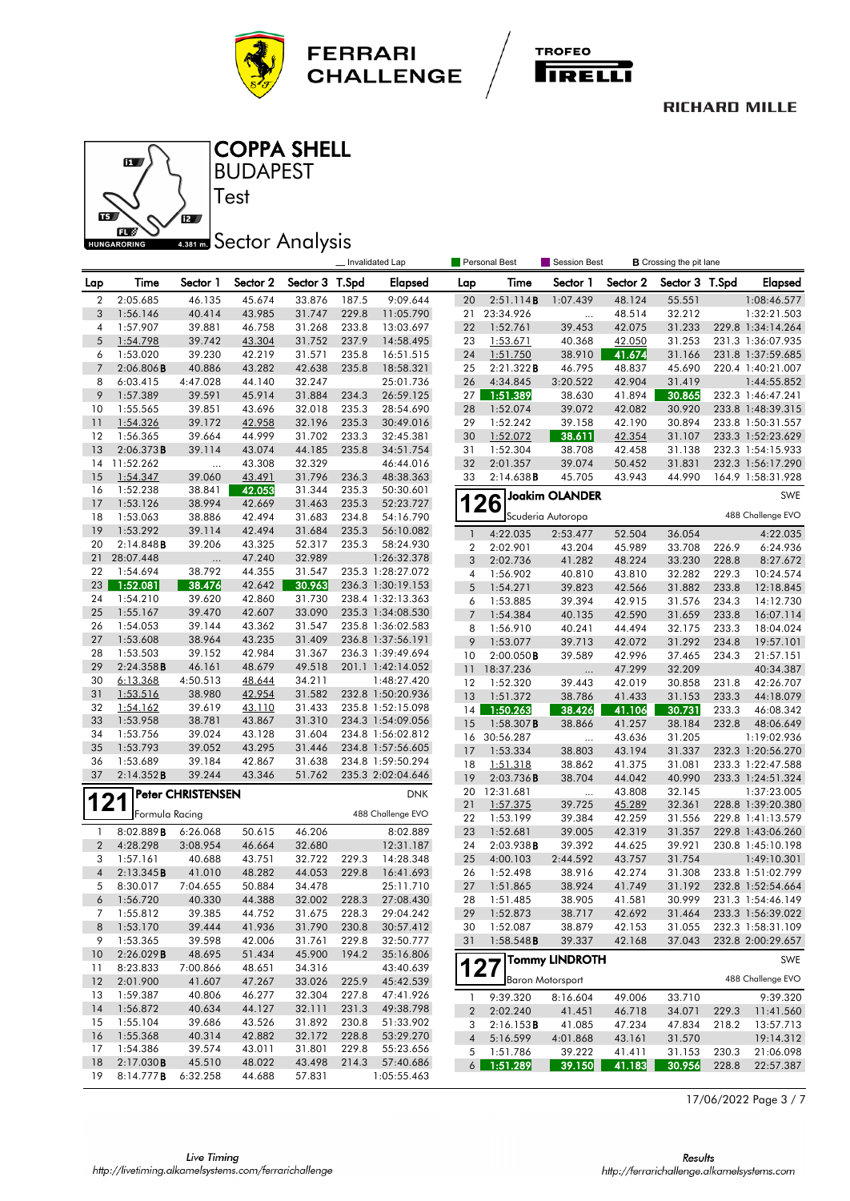# COPPA SHELL

## BUDAPEST

### Test

## Sector Analysis

Invalidated Lap | Personal Best | Session Best | **B** Crossing the pit lane

| Lap | Time | Sector 1 | Sector 2 | Sector 3 | T.Spd | Elapsed |
|---|---|---|---|---|---|---|
| 2 | 2:05.685 | 46.135 | 45.674 | 33.876 | 187.5 | 9:09.644 |
| 3 | 1:56.146 | 40.414 | 43.985 | 31.747 | 229.8 | 11:05.790 |
| 4 | 1:57.907 | 39.881 | 46.758 | 31.268 | 233.8 | 13:03.697 |
| 5 | 1:54.798 | 39.742 | 43.304 | 31.752 | 237.9 | 14:58.495 |
| 6 | 1:53.020 | 39.230 | 42.219 | 31.571 | 235.8 | 16:51.515 |
| 7 | 2:06.806**B** | 40.886 | 43.282 | 42.638 | 235.8 | 18:58.321 |
| 8 | 6:03.415 | 4:47.028 | 44.140 | 32.247 | | 25:01.736 |
| 9 | 1:57.389 | 39.591 | 45.914 | 31.884 | 234.3 | 26:59.125 |
| 10 | 1:55.565 | 39.851 | 43.696 | 32.018 | 235.3 | 28:54.690 |
| 11 | 1:54.326 | 39.172 | 42.958 | 32.196 | 235.3 | 30:49.016 |
| 12 | 1:56.365 | 39.664 | 44.999 | 31.702 | 233.3 | 32:45.381 |
| 13 | 2:06.373**B** | 39.114 | 43.074 | 44.185 | 235.8 | 34:51.754 |
| 14 | 11:52.262 | ... | 43.308 | 32.329 | | 46:44.016 |
| 15 | 1:54.347 | 39.060 | 43.491 | 31.796 | 236.3 | 48:38.363 |
| 16 | 1:52.238 | 38.841 | 42.053 | 31.344 | 235.3 | 50:30.601 |
| 17 | 1:53.126 | 38.994 | 42.669 | 31.463 | 235.3 | 52:23.727 |
| 18 | 1:53.063 | 38.886 | 42.494 | 31.683 | 234.8 | 54:16.790 |
| 19 | 1:53.292 | 39.114 | 42.494 | 31.684 | 235.3 | 56:10.082 |
| 20 | 2:14.848**B** | 39.206 | 43.325 | 52.317 | 235.3 | 58:24.930 |
| 21 | 28:07.448 | ... | 47.240 | 32.989 | | 1:26:32.378 |
| 22 | 1:54.694 | 38.792 | 44.355 | 31.547 | 235.3 | 1:28:27.072 |
| 23 | 1:52.081 | 38.476 | 42.642 | 30.963 | 236.3 | 1:30:19.153 |
| 24 | 1:54.210 | 39.620 | 42.860 | 31.730 | 238.4 | 1:32:13.363 |
| 25 | 1:55.167 | 39.470 | 42.607 | 33.090 | 235.3 | 1:34:08.530 |
| 26 | 1:54.053 | 39.144 | 43.362 | 31.547 | 235.8 | 1:36:02.583 |
| 27 | 1:53.608 | 38.964 | 43.235 | 31.409 | 236.8 | 1:37:56.191 |
| 28 | 1:53.503 | 39.152 | 42.984 | 31.367 | 236.3 | 1:39:49.694 |
| 29 | 2:24.358**B** | 46.161 | 48.679 | 49.518 | 201.1 | 1:42:14.052 |
| 30 | 6:13.368 | 4:50.513 | 48.644 | 34.211 | | 1:48:27.420 |
| 31 | 1:53.516 | 38.980 | 42.954 | 31.582 | 232.8 | 1:50:20.936 |
| 32 | 1:54.162 | 39.619 | 43.110 | 31.433 | 235.8 | 1:52:15.098 |
| 33 | 1:53.958 | 38.781 | 43.867 | 31.310 | 234.3 | 1:54:09.056 |
| 34 | 1:53.756 | 39.024 | 43.128 | 31.604 | 234.8 | 1:56:02.812 |
| 35 | 1:53.793 | 39.052 | 43.295 | 31.446 | 234.8 | 1:57:56.605 |
| 36 | 1:53.689 | 39.184 | 42.867 | 31.638 | 234.8 | 1:59:50.294 |
| 37 | 2:14.352**B** | 39.244 | 43.346 | 51.762 | 235.3 | 2:02:04.646 |

### 121 Peter CHRISTENSEN — DNK
Formula Racing — 488 Challenge EVO

| Lap | Time | Sector 1 | Sector 2 | Sector 3 | T.Spd | Elapsed |
|---|---|---|---|---|---|---|
| 1 | 8:02.889**B** | 6:26.068 | 50.615 | 46.206 | | 8:02.889 |
| 2 | 4:28.298 | 3:08.954 | 46.664 | 32.680 | | 12:31.187 |
| 3 | 1:57.161 | 40.688 | 43.751 | 32.722 | 229.3 | 14:28.348 |
| 4 | 2:13.345**B** | 41.010 | 48.282 | 44.053 | 229.8 | 16:41.693 |
| 5 | 8:30.017 | 7:04.655 | 50.884 | 34.478 | | 25:11.710 |
| 6 | 1:56.720 | 40.330 | 44.388 | 32.002 | 228.3 | 27:08.430 |
| 7 | 1:55.812 | 39.385 | 44.752 | 31.675 | 228.3 | 29:04.242 |
| 8 | 1:53.170 | 39.444 | 41.936 | 31.790 | 230.8 | 30:57.412 |
| 9 | 1:53.365 | 39.598 | 42.006 | 31.761 | 229.8 | 32:50.777 |
| 10 | 2:26.029**B** | 48.695 | 51.434 | 45.900 | 194.2 | 35:16.806 |
| 11 | 8:23.833 | 7:00.866 | 48.651 | 34.316 | | 43:40.639 |
| 12 | 2:01.900 | 41.607 | 47.267 | 33.026 | 225.9 | 45:42.539 |
| 13 | 1:59.387 | 40.806 | 46.277 | 32.304 | 227.8 | 47:41.926 |
| 14 | 1:56.872 | 40.634 | 44.127 | 32.111 | 231.3 | 49:38.798 |
| 15 | 1:55.104 | 39.686 | 43.526 | 31.892 | 230.8 | 51:33.902 |
| 16 | 1:55.368 | 40.314 | 42.882 | 32.172 | 228.8 | 53:29.270 |
| 17 | 1:54.386 | 39.574 | 43.011 | 31.801 | 229.8 | 55:23.656 |
| 18 | 2:17.030**B** | 45.510 | 48.022 | 43.498 | 214.3 | 57:40.686 |
| 19 | 8:14.777**B** | 6:32.258 | 44.688 | 57.831 | | 1:05:55.463 |
| 20 | 2:51.114**B** | 1:07.439 | 48.124 | 55.551 | | 1:08:46.577 |
| 21 | 23:34.926 | ... | 48.514 | 32.212 | | 1:32:21.503 |
| 22 | 1:52.761 | 39.453 | 42.075 | 31.233 | 229.8 | 1:34:14.264 |
| 23 | 1:53.671 | 40.368 | 42.050 | 31.253 | 231.3 | 1:36:07.935 |
| 24 | 1:51.750 | 38.910 | 41.674 | 31.166 | 231.8 | 1:37:59.685 |
| 25 | 2:21.322**B** | 46.795 | 48.837 | 45.690 | 220.4 | 1:40:21.007 |
| 26 | 4:34.845 | 3:20.522 | 42.904 | 31.419 | | 1:44:55.852 |
| 27 | 1:51.389 | 38.630 | 41.894 | 30.865 | 232.3 | 1:46:47.241 |
| 28 | 1:52.074 | 39.072 | 42.082 | 30.920 | 233.8 | 1:48:39.315 |
| 29 | 1:52.242 | 39.158 | 42.190 | 30.894 | 233.8 | 1:50:31.557 |
| 30 | 1:52.072 | 38.611 | 42.354 | 31.107 | 233.3 | 1:52:23.629 |
| 31 | 1:52.304 | 38.708 | 42.458 | 31.138 | 232.3 | 1:54:15.933 |
| 32 | 2:01.357 | 39.074 | 50.452 | 31.831 | 232.3 | 1:56:17.290 |
| 33 | 2:14.638**B** | 45.705 | 43.943 | 44.990 | 164.9 | 1:58:31.928 |

### 126 Joakim OLANDER — SWE
Scuderia Autoropa — 488 Challenge EVO

| Lap | Time | Sector 1 | Sector 2 | Sector 3 | T.Spd | Elapsed |
|---|---|---|---|---|---|---|
| 1 | 4:22.035 | 2:53.477 | 52.504 | 36.054 | | 4:22.035 |
| 2 | 2:02.901 | 43.204 | 45.989 | 33.708 | 226.9 | 6:24.936 |
| 3 | 2:02.736 | 41.282 | 48.224 | 33.230 | 228.8 | 8:27.672 |
| 4 | 1:56.902 | 40.810 | 43.810 | 32.282 | 229.3 | 10:24.574 |
| 5 | 1:54.271 | 39.823 | 42.566 | 31.882 | 233.8 | 12:18.845 |
| 6 | 1:53.885 | 39.394 | 42.915 | 31.576 | 234.3 | 14:12.730 |
| 7 | 1:54.384 | 40.135 | 42.590 | 31.659 | 233.8 | 16:07.114 |
| 8 | 1:56.910 | 40.241 | 44.494 | 32.175 | 233.3 | 18:04.024 |
| 9 | 1:53.077 | 39.713 | 42.072 | 31.292 | 234.8 | 19:57.101 |
| 10 | 2:00.050**B** | 39.589 | 42.996 | 37.465 | 234.3 | 21:57.151 |
| 11 | 18:37.236 | ... | 47.299 | 32.209 | | 40:34.387 |
| 12 | 1:52.320 | 39.443 | 42.019 | 30.858 | 231.8 | 42:26.707 |
| 13 | 1:51.372 | 38.786 | 41.433 | 31.153 | 233.3 | 44:18.079 |
| 14 | 1:50.263 | 38.426 | 41.106 | 30.731 | 233.3 | 46:08.342 |
| 15 | 1:58.307**B** | 38.866 | 41.257 | 38.184 | 232.8 | 48:06.649 |
| 16 | 30:56.287 | ... | 43.636 | 31.205 | | 1:19:02.936 |
| 17 | 1:53.334 | 38.803 | 43.194 | 31.337 | 232.3 | 1:20:56.270 |
| 18 | 1:51.318 | 38.862 | 41.375 | 31.081 | 233.3 | 1:22:47.588 |
| 19 | 2:03.736**B** | 38.704 | 44.042 | 40.990 | 233.3 | 1:24:51.324 |
| 20 | 12:31.681 | ... | 43.808 | 32.145 | | 1:37:23.005 |
| 21 | 1:57.375 | 39.725 | 45.289 | 32.361 | 228.8 | 1:39:20.380 |
| 22 | 1:53.199 | 39.384 | 42.259 | 31.556 | 229.8 | 1:41:13.579 |
| 23 | 1:52.681 | 39.005 | 42.319 | 31.357 | 229.8 | 1:43:06.260 |
| 24 | 2:03.938**B** | 39.392 | 44.625 | 39.921 | 230.8 | 1:45:10.198 |
| 25 | 4:00.103 | 2:44.592 | 43.757 | 31.754 | | 1:49:10.301 |
| 26 | 1:52.498 | 38.916 | 42.274 | 31.308 | 233.8 | 1:51:02.799 |
| 27 | 1:51.865 | 38.924 | 41.749 | 31.192 | 232.8 | 1:52:54.664 |
| 28 | 1:51.485 | 38.905 | 41.581 | 30.999 | 231.3 | 1:54:46.149 |
| 29 | 1:52.873 | 38.717 | 42.692 | 31.464 | 233.3 | 1:56:39.022 |
| 30 | 1:52.087 | 38.879 | 42.153 | 31.055 | 232.3 | 1:58:31.109 |
| 31 | 1:58.548**B** | 39.337 | 42.168 | 37.043 | 232.8 | 2:00:29.657 |

### 127 Tommy LINDROTH — SWE
Baron Motorsport — 488 Challenge EVO

| Lap | Time | Sector 1 | Sector 2 | Sector 3 | T.Spd | Elapsed |
|---|---|---|---|---|---|---|
| 1 | 9:39.320 | 8:16.604 | 49.006 | 33.710 | | 9:39.320 |
| 2 | 2:02.240 | 41.451 | 46.718 | 34.071 | 229.3 | 11:41.560 |
| 3 | 2:16.153**B** | 41.085 | 47.234 | 47.834 | 218.2 | 13:57.713 |
| 4 | 5:16.599 | 4:01.868 | 43.161 | 31.570 | | 19:14.312 |
| 5 | 1:51.786 | 39.222 | 41.411 | 31.153 | 230.3 | 21:06.098 |
| 6 | 1:51.289 | 39.150 | 41.183 | 30.956 | 228.8 | 22:57.387 |

17/06/2022

Live Timing http://livetiming.alkamelsystems.com/ferrarichallenge — Results http://ferrarichallenge.alkamelsystems.com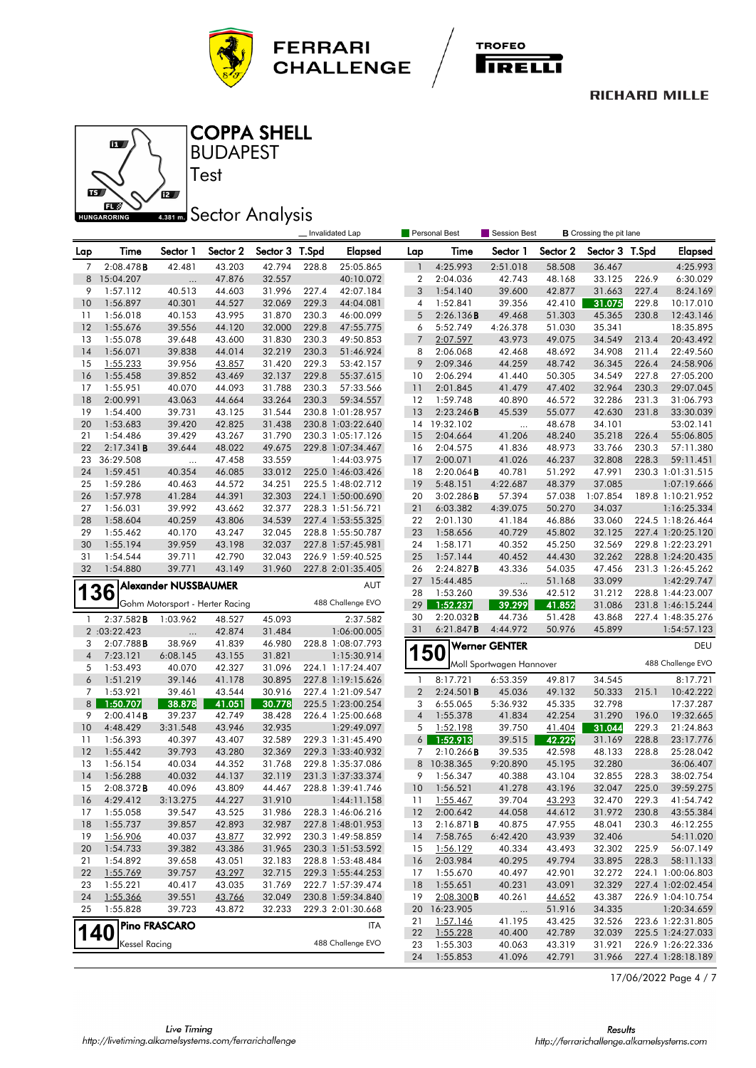# COPPA SHELL

BUDAPEST

Test

## Sector Analysis

HUNGARORING 4.381 m.

_ Invalidated Lap | Personal Best | Session Best | **B** Crossing the pit lane

| Lap | Time | Sector 1 | Sector 2 | Sector 3 | T.Spd | Elapsed |
|---|---|---|---|---|---|---|
| 7 | 2:08.478**B** | 42.481 | 43.203 | 42.794 | 228.8 | 25:05.865 |
| 8 | 15:04.207 | ... | 47.876 | 32.557 | | 40:10.072 |
| 9 | 1:57.112 | 40.513 | 44.603 | 31.996 | 227.4 | 42:07.184 |
| 10 | 1:56.897 | 40.301 | 44.527 | 32.069 | 229.3 | 44:04.081 |
| 11 | 1:56.018 | 40.153 | 43.995 | 31.870 | 230.3 | 46:00.099 |
| 12 | 1:55.676 | 39.556 | 44.120 | 32.000 | 229.8 | 47:55.775 |
| 13 | 1:55.078 | 39.648 | 43.600 | 31.830 | 230.3 | 49:50.853 |
| 14 | 1:56.071 | 39.838 | 44.014 | 32.219 | 230.3 | 51:46.924 |
| 15 | 1:55.233 | 39.956 | 43.857 | 31.420 | 229.3 | 53:42.157 |
| 16 | 1:55.458 | 39.852 | 43.469 | 32.137 | 229.8 | 55:37.615 |
| 17 | 1:55.951 | 40.070 | 44.093 | 31.788 | 230.3 | 57:33.566 |
| 18 | 2:00.991 | 43.063 | 44.664 | 33.264 | 230.3 | 59:34.557 |
| 19 | 1:54.400 | 39.731 | 43.125 | 31.544 | 230.8 | 1:01:28.957 |
| 20 | 1:53.683 | 39.420 | 42.825 | 31.438 | 230.8 | 1:03:22.640 |
| 21 | 1:54.486 | 39.429 | 43.267 | 31.790 | 230.3 | 1:05:17.126 |
| 22 | 2:17.341**B** | 39.644 | 48.022 | 49.675 | 229.8 | 1:07:34.467 |
| 23 | 36:29.508 | ... | 47.458 | 33.559 | | 1:44:03.975 |
| 24 | 1:59.451 | 40.354 | 46.085 | 33.012 | 225.0 | 1:46:03.426 |
| 25 | 1:59.286 | 40.463 | 44.572 | 34.251 | 225.5 | 1:48:02.712 |
| 26 | 1:57.978 | 41.284 | 44.391 | 32.303 | 224.1 | 1:50:00.690 |
| 27 | 1:56.031 | 39.992 | 43.662 | 32.377 | 228.3 | 1:51:56.721 |
| 28 | 1:58.604 | 40.259 | 43.806 | 34.539 | 227.4 | 1:53:55.325 |
| 29 | 1:55.462 | 40.170 | 43.247 | 32.045 | 228.8 | 1:55:50.787 |
| 30 | 1:55.194 | 39.959 | 43.198 | 32.037 | 227.8 | 1:57:45.981 |
| 31 | 1:54.544 | 39.711 | 42.790 | 32.043 | 226.9 | 1:59:40.525 |
| 32 | 1:54.880 | 39.771 | 43.149 | 31.960 | 227.8 | 2:01:35.405 |

### 136 Alexander NUSSBAUMER — AUT

Gohm Motorsport - Herter Racing — 488 Challenge EVO

| Lap | Time | Sector 1 | Sector 2 | Sector 3 | T.Spd | Elapsed |
|---|---|---|---|---|---|---|
| 1 | 2:37.582**B** | 1:03.962 | 48.527 | 45.093 | | 2:37.582 |
| 2 | :03:22.423 | ... | 42.874 | 31.484 | | 1:06:00.005 |
| 3 | 2:07.788**B** | 38.969 | 41.839 | 46.980 | 228.8 | 1:08:07.793 |
| 4 | 7:23.121 | 6:08.145 | 43.155 | 31.821 | | 1:15:30.914 |
| 5 | 1:53.493 | 40.070 | 42.327 | 31.096 | 224.1 | 1:17:24.407 |
| 6 | 1:51.219 | 39.146 | 41.178 | 30.895 | 227.8 | 1:19:15.626 |
| 7 | 1:53.921 | 39.461 | 43.544 | 30.916 | 227.4 | 1:21:09.547 |
| 8 | 1:50.707 | 38.878 | 41.051 | 30.778 | 225.5 | 1:23:00.254 |
| 9 | 2:00.414**B** | 39.237 | 42.749 | 38.428 | 226.4 | 1:25:00.668 |
| 10 | 4:48.429 | 3:31.548 | 43.946 | 32.935 | | 1:29:49.097 |
| 11 | 1:56.393 | 40.397 | 43.407 | 32.589 | 229.3 | 1:31:45.490 |
| 12 | 1:55.442 | 39.793 | 43.280 | 32.369 | 229.3 | 1:33:40.932 |
| 13 | 1:56.154 | 40.034 | 44.352 | 31.768 | 229.8 | 1:35:37.086 |
| 14 | 1:56.288 | 40.032 | 44.137 | 32.119 | 231.3 | 1:37:33.374 |
| 15 | 2:08.372**B** | 40.096 | 43.809 | 44.467 | 228.8 | 1:39:41.746 |
| 16 | 4:29.412 | 3:13.275 | 44.227 | 31.910 | | 1:44:11.158 |
| 17 | 1:55.058 | 39.547 | 43.525 | 31.986 | 228.3 | 1:46:06.216 |
| 18 | 1:55.737 | 39.857 | 42.893 | 32.987 | 227.8 | 1:48:01.953 |
| 19 | 1:56.906 | 40.037 | 43.877 | 32.992 | 230.3 | 1:49:58.859 |
| 20 | 1:54.733 | 39.382 | 43.386 | 31.965 | 230.3 | 1:51:53.592 |
| 21 | 1:54.892 | 39.658 | 43.051 | 32.183 | 228.8 | 1:53:48.484 |
| 22 | 1:55.769 | 39.757 | 43.297 | 32.715 | 229.3 | 1:55:44.253 |
| 23 | 1:55.221 | 40.417 | 43.035 | 31.769 | 222.7 | 1:57:39.474 |
| 24 | 1:55.366 | 39.551 | 43.766 | 32.049 | 230.8 | 1:59:34.840 |
| 25 | 1:55.828 | 39.723 | 43.872 | 32.233 | 229.3 | 2:01:30.668 |

### 140 Pino FRASCARO — ITA

Kessel Racing — 488 Challenge EVO

| Lap | Time | Sector 1 | Sector 2 | Sector 3 | T.Spd | Elapsed |
|---|---|---|---|---|---|---|
| 1 | 4:25.993 | 2:51.018 | 58.508 | 36.467 | | 4:25.993 |
| 2 | 2:04.036 | 42.743 | 48.168 | 33.125 | 226.9 | 6:30.029 |
| 3 | 1:54.140 | 39.600 | 42.877 | 31.663 | 227.4 | 8:24.169 |
| 4 | 1:52.841 | 39.356 | 42.410 | 31.075 | 229.8 | 10:17.010 |
| 5 | 2:26.136**B** | 49.468 | 51.303 | 45.365 | 230.8 | 12:43.146 |
| 6 | 5:52.749 | 4:26.378 | 51.030 | 35.341 | | 18:35.895 |
| 7 | 2:07.597 | 43.973 | 49.075 | 34.549 | 213.4 | 20:43.492 |
| 8 | 2:06.068 | 42.468 | 48.692 | 34.908 | 211.4 | 22:49.560 |
| 9 | 2:09.346 | 44.259 | 48.742 | 36.345 | 226.4 | 24:58.906 |
| 10 | 2:06.294 | 41.440 | 50.305 | 34.549 | 227.8 | 27:05.200 |
| 11 | 2:01.845 | 41.479 | 47.402 | 32.964 | 230.3 | 29:07.045 |
| 12 | 1:59.748 | 40.890 | 46.572 | 32.286 | 231.3 | 31:06.793 |
| 13 | 2:23.246**B** | 45.539 | 55.077 | 42.630 | 231.8 | 33:30.039 |
| 14 | 19:32.102 | ... | 48.678 | 34.101 | | 53:02.141 |
| 15 | 2:04.664 | 41.206 | 48.240 | 35.218 | 226.4 | 55:06.805 |
| 16 | 2:04.575 | 41.836 | 48.973 | 33.766 | 230.3 | 57:11.380 |
| 17 | 2:00.071 | 41.026 | 46.237 | 32.808 | 228.3 | 59:11.451 |
| 18 | 2:20.064**B** | 40.781 | 51.292 | 47.991 | 230.3 | 1:01:31.515 |
| 19 | 5:48.151 | 4:22.687 | 48.379 | 37.085 | | 1:07:19.666 |
| 20 | 3:02.286**B** | 57.394 | 57.038 | 1:07.854 | 189.8 | 1:10:21.952 |
| 21 | 6:03.382 | 4:39.075 | 50.270 | 34.037 | | 1:16:25.334 |
| 22 | 2:01.130 | 41.184 | 46.886 | 33.060 | 224.5 | 1:18:26.464 |
| 23 | 1:58.656 | 40.729 | 45.802 | 32.125 | 227.4 | 1:20:25.120 |
| 24 | 1:58.171 | 40.352 | 45.250 | 32.569 | 229.8 | 1:22:23.291 |
| 25 | 1:57.144 | 40.452 | 44.430 | 32.262 | 228.8 | 1:24:20.435 |
| 26 | 2:24.827**B** | 43.336 | 54.035 | 47.456 | 231.3 | 1:26:45.262 |
| 27 | 15:44.485 | ... | 51.168 | 33.099 | | 1:42:29.747 |
| 28 | 1:53.260 | 39.536 | 42.512 | 31.212 | 228.8 | 1:44:23.007 |
| 29 | 1:52.237 | 39.299 | 41.852 | 31.086 | 231.8 | 1:46:15.244 |
| 30 | 2:20.032**B** | 44.736 | 51.428 | 43.868 | 227.4 | 1:48:35.276 |
| 31 | 6:21.847**B** | 4:44.972 | 50.976 | 45.899 | | 1:54:57.123 |

### 150 Werner GENTER — DEU

Moll Sportwagen Hannover — 488 Challenge EVO

| Lap | Time | Sector 1 | Sector 2 | Sector 3 | T.Spd | Elapsed |
|---|---|---|---|---|---|---|
| 1 | 8:17.721 | 6:53.359 | 49.817 | 34.545 | | 8:17.721 |
| 2 | 2:24.501**B** | 45.036 | 49.132 | 50.333 | 215.1 | 10:42.222 |
| 3 | 6:55.065 | 5:36.932 | 45.335 | 32.798 | | 17:37.287 |
| 4 | 1:55.378 | 41.834 | 42.254 | 31.290 | 196.0 | 19:32.665 |
| 5 | 1:52.198 | 39.750 | 41.404 | 31.044 | 229.3 | 21:24.863 |
| 6 | 1:52.913 | 39.515 | 42.229 | 31.169 | 228.8 | 23:17.776 |
| 7 | 2:10.266**B** | 39.535 | 42.598 | 48.133 | 228.8 | 25:28.042 |
| 8 | 10:38.365 | 9:20.890 | 45.195 | 32.280 | | 36:06.407 |
| 9 | 1:56.347 | 40.388 | 43.104 | 32.855 | 228.3 | 38:02.754 |
| 10 | 1:56.521 | 41.278 | 43.196 | 32.047 | 225.0 | 39:59.275 |
| 11 | 1:55.467 | 39.704 | 43.293 | 32.470 | 229.3 | 41:54.742 |
| 12 | 2:00.642 | 44.058 | 44.612 | 31.972 | 230.8 | 43:55.384 |
| 13 | 2:16.871**B** | 40.875 | 47.955 | 48.041 | 230.3 | 46:12.255 |
| 14 | 7:58.765 | 6:42.420 | 43.939 | 32.406 | | 54:11.020 |
| 15 | 1:56.129 | 40.334 | 43.493 | 32.302 | 225.9 | 56:07.149 |
| 16 | 2:03.984 | 40.295 | 49.794 | 33.895 | 228.3 | 58:11.133 |
| 17 | 1:55.670 | 40.497 | 42.901 | 32.272 | 224.1 | 1:00:06.803 |
| 18 | 1:55.651 | 40.231 | 43.091 | 32.329 | 227.4 | 1:02:02.454 |
| 19 | 2:08.300**B** | 40.261 | 44.652 | 43.387 | 226.9 | 1:04:10.754 |
| 20 | 16:23.905 | ... | 51.916 | 34.335 | | 1:20:34.659 |
| 21 | 1:57.146 | 41.195 | 43.425 | 32.526 | 223.6 | 1:22:31.805 |
| 22 | 1:55.228 | 40.400 | 42.789 | 32.039 | 225.5 | 1:24:27.033 |
| 23 | 1:55.303 | 40.063 | 43.319 | 31.921 | 226.9 | 1:26:22.336 |
| 24 | 1:55.853 | 41.096 | 42.791 | 31.966 | 227.4 | 1:28:18.189 |

17/06/2022

Live Timing: http://livetiming.alkamelsystems.com/ferrarichallenge

Results: http://ferrarichallenge.alkamelsystems.com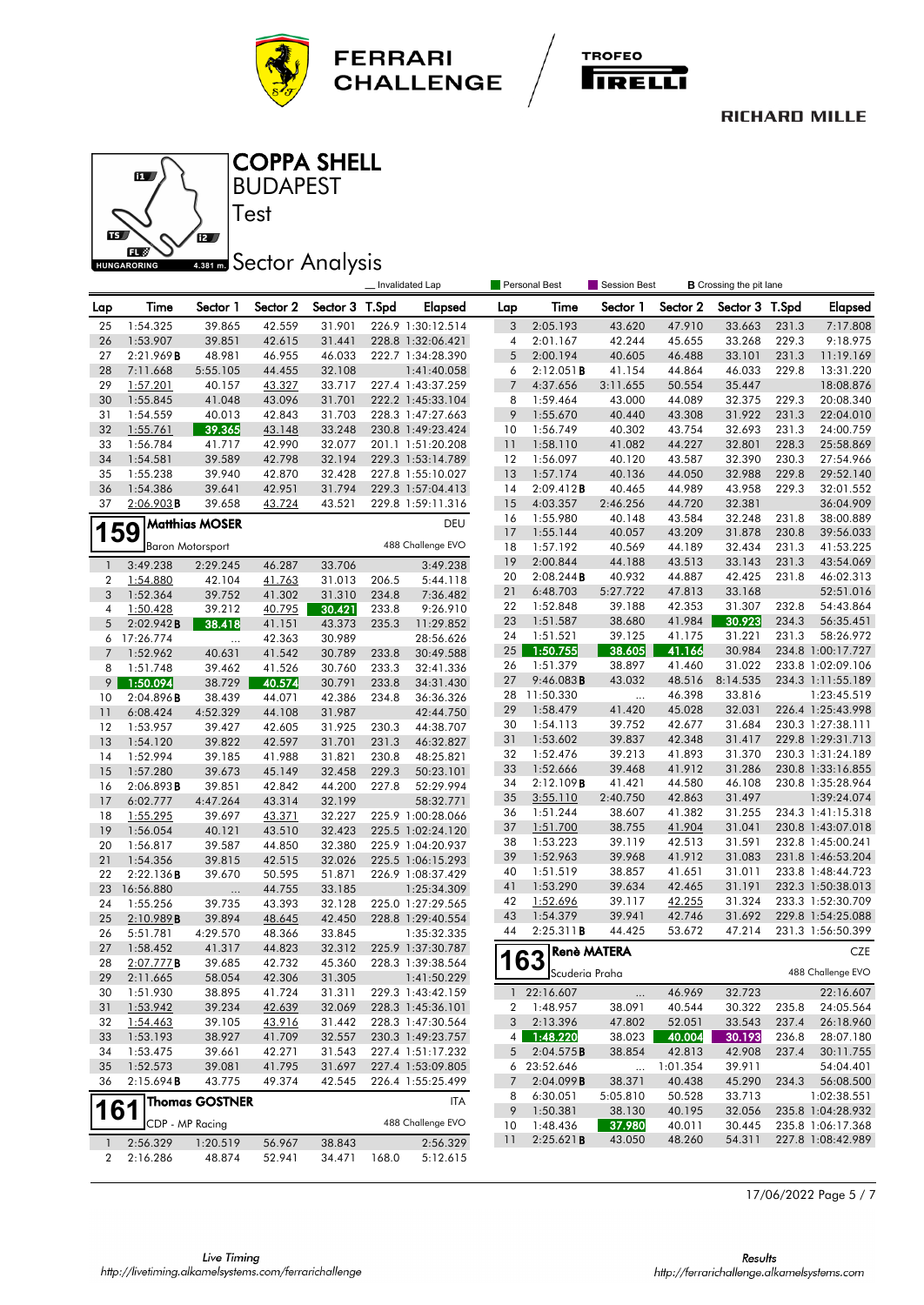# COPPA SHELL

## BUDAPEST

Test

## Sector Analysis

_ Invalidated Lap | Personal Best | Session Best | **B** Crossing the pit lane

| Lap | Time | Sector 1 | Sector 2 | Sector 3 | T.Spd | Elapsed |
|---|---|---|---|---|---|---|
| 25 | 1:54.325 | 39.865 | 42.559 | 31.901 | 226.9 | 1:30:12.514 |
| 26 | 1:53.907 | 39.851 | 42.615 | 31.441 | 228.8 | 1:32:06.421 |
| 27 | 2:21.969**B** | 48.981 | 46.955 | 46.033 | 222.7 | 1:34:28.390 |
| 28 | 7:11.668 | 5:55.105 | 44.455 | 32.108 | | 1:41:40.058 |
| 29 | 1:57.201 | 40.157 | 43.327 | 33.717 | 227.4 | 1:43:37.259 |
| 30 | 1:55.845 | 41.048 | 43.096 | 31.701 | 222.2 | 1:45:33.104 |
| 31 | 1:54.559 | 40.013 | 42.843 | 31.703 | 228.3 | 1:47:27.663 |
| 32 | 1:55.761 | 39.365 | 43.148 | 33.248 | 230.8 | 1:49:23.424 |
| 33 | 1:56.784 | 41.717 | 42.990 | 32.077 | 201.1 | 1:51:20.208 |
| 34 | 1:54.581 | 39.589 | 42.798 | 32.194 | 229.3 | 1:53:14.789 |
| 35 | 1:55.238 | 39.940 | 42.870 | 32.428 | 227.8 | 1:55:10.027 |
| 36 | 1:54.386 | 39.641 | 42.951 | 31.794 | 229.3 | 1:57:04.413 |
| 37 | 2:06.903**B** | 39.658 | 43.724 | 43.521 | 229.8 | 1:59:11.316 |

### 159 Matthias MOSER — DEU
Baron Motorsport — 488 Challenge EVO

| Lap | Time | Sector 1 | Sector 2 | Sector 3 | T.Spd | Elapsed |
|---|---|---|---|---|---|---|
| 1 | 3:49.238 | 2:29.245 | 46.287 | 33.706 | | 3:49.238 |
| 2 | 1:54.880 | 42.104 | 41.763 | 31.013 | 206.5 | 5:44.118 |
| 3 | 1:52.364 | 39.752 | 41.302 | 31.310 | 234.8 | 7:36.482 |
| 4 | 1:50.428 | 39.212 | 40.795 | 30.421 | 233.8 | 9:26.910 |
| 5 | 2:02.942**B** | 38.418 | 41.151 | 43.373 | 235.3 | 11:29.852 |
| 6 | 17:26.774 | ... | 42.363 | 30.989 | | 28:56.626 |
| 7 | 1:52.962 | 40.631 | 41.542 | 30.789 | 233.8 | 30:49.588 |
| 8 | 1:51.748 | 39.462 | 41.526 | 30.760 | 233.3 | 32:41.336 |
| 9 | 1:50.094 | 38.729 | 40.574 | 30.791 | 233.8 | 34:31.430 |
| 10 | 2:04.896**B** | 38.439 | 44.071 | 42.386 | 234.8 | 36:36.326 |
| 11 | 6:08.424 | 4:52.329 | 44.108 | 31.987 | | 42:44.750 |
| 12 | 1:53.957 | 39.427 | 42.605 | 31.925 | 230.3 | 44:38.707 |
| 13 | 1:54.120 | 39.822 | 42.597 | 31.701 | 231.3 | 46:32.827 |
| 14 | 1:52.994 | 39.185 | 41.988 | 31.821 | 230.8 | 48:25.821 |
| 15 | 1:57.280 | 39.673 | 45.149 | 32.458 | 229.3 | 50:23.101 |
| 16 | 2:06.893**B** | 39.851 | 42.842 | 44.200 | 227.8 | 52:29.994 |
| 17 | 6:02.777 | 4:47.264 | 43.314 | 32.199 | | 58:32.771 |
| 18 | 1:55.295 | 39.697 | 43.371 | 32.227 | 225.9 | 1:00:28.066 |
| 19 | 1:56.054 | 40.121 | 43.510 | 32.423 | 225.5 | 1:02:24.120 |
| 20 | 1:56.817 | 39.587 | 44.850 | 32.380 | 225.9 | 1:04:20.937 |
| 21 | 1:54.356 | 39.815 | 42.515 | 32.026 | 225.5 | 1:06:15.293 |
| 22 | 2:22.136**B** | 39.670 | 50.595 | 51.871 | 226.9 | 1:08:37.429 |
| 23 | 16:56.880 | ... | 44.755 | 33.185 | | 1:25:34.309 |
| 24 | 1:55.256 | 39.735 | 43.393 | 32.128 | 225.0 | 1:27:29.565 |
| 25 | 2:10.989**B** | 39.894 | 48.645 | 42.450 | 228.8 | 1:29:40.554 |
| 26 | 5:51.781 | 4:29.570 | 48.366 | 33.845 | | 1:35:32.335 |
| 27 | 1:58.452 | 41.317 | 44.823 | 32.312 | 225.9 | 1:37:30.787 |
| 28 | 2:07.777**B** | 39.685 | 42.732 | 45.360 | 228.3 | 1:39:38.564 |
| 29 | 2:11.665 | 58.054 | 42.306 | 31.305 | | 1:41:50.229 |
| 30 | 1:51.930 | 38.895 | 41.724 | 31.311 | 229.3 | 1:43:42.159 |
| 31 | 1:53.942 | 39.234 | 42.639 | 32.069 | 228.3 | 1:45:36.101 |
| 32 | 1:54.463 | 39.105 | 43.916 | 31.442 | 228.3 | 1:47:30.564 |
| 33 | 1:53.193 | 38.927 | 41.709 | 32.557 | 230.3 | 1:49:23.757 |
| 34 | 1:53.475 | 39.661 | 42.271 | 31.543 | 227.4 | 1:51:17.232 |
| 35 | 1:52.573 | 39.081 | 41.795 | 31.697 | 227.4 | 1:53:09.805 |
| 36 | 2:15.694**B** | 43.775 | 49.374 | 42.545 | 226.4 | 1:55:25.499 |

### 161 Thomas GOSTNER — ITA
CDP - MP Racing — 488 Challenge EVO

| Lap | Time | Sector 1 | Sector 2 | Sector 3 | T.Spd | Elapsed |
|---|---|---|---|---|---|---|
| 1 | 2:56.329 | 1:20.519 | 56.967 | 38.843 | | 2:56.329 |
| 2 | 2:16.286 | 48.874 | 52.941 | 34.471 | 168.0 | 5:12.615 |
| 3 | 2:05.193 | 43.620 | 47.910 | 33.663 | 231.3 | 7:17.808 |
| 4 | 2:01.167 | 42.244 | 45.655 | 33.268 | 229.3 | 9:18.975 |
| 5 | 2:00.194 | 40.605 | 46.488 | 33.101 | 231.3 | 11:19.169 |
| 6 | 2:12.051**B** | 41.154 | 44.864 | 46.033 | 229.8 | 13:31.220 |
| 7 | 4:37.656 | 3:11.655 | 50.554 | 35.447 | | 18:08.876 |
| 8 | 1:59.464 | 43.000 | 44.089 | 32.375 | 229.3 | 20:08.340 |
| 9 | 1:55.670 | 40.440 | 43.308 | 31.922 | 231.3 | 22:04.010 |
| 10 | 1:56.749 | 40.302 | 43.754 | 32.693 | 231.3 | 24:00.759 |
| 11 | 1:58.110 | 41.082 | 44.227 | 32.801 | 228.3 | 25:58.869 |
| 12 | 1:56.097 | 40.120 | 43.587 | 32.390 | 230.3 | 27:54.966 |
| 13 | 1:57.174 | 40.136 | 44.050 | 32.988 | 229.8 | 29:52.140 |
| 14 | 2:09.412**B** | 40.465 | 44.989 | 43.958 | 229.3 | 32:01.552 |
| 15 | 4:03.357 | 2:46.256 | 44.720 | 32.381 | | 36:04.909 |
| 16 | 1:55.980 | 40.148 | 43.584 | 32.248 | 231.8 | 38:00.889 |
| 17 | 1:55.144 | 40.057 | 43.209 | 31.878 | 230.8 | 39:56.033 |
| 18 | 1:57.192 | 40.569 | 44.189 | 32.434 | 231.3 | 41:53.225 |
| 19 | 2:00.844 | 44.188 | 43.513 | 33.143 | 231.3 | 43:54.069 |
| 20 | 2:08.244**B** | 40.932 | 44.887 | 42.425 | 231.8 | 46:02.313 |
| 21 | 6:48.703 | 5:27.722 | 47.813 | 33.168 | | 52:51.016 |
| 22 | 1:52.848 | 39.188 | 42.353 | 31.307 | 232.8 | 54:43.864 |
| 23 | 1:51.587 | 38.680 | 41.984 | 30.923 | 234.3 | 56:35.451 |
| 24 | 1:51.521 | 39.125 | 41.175 | 31.221 | 231.3 | 58:26.972 |
| 25 | 1:50.755 | 38.605 | 41.166 | 30.984 | 234.8 | 1:00:17.727 |
| 26 | 1:51.379 | 38.897 | 41.460 | 31.022 | 233.8 | 1:02:09.106 |
| 27 | 9:46.083**B** | 43.032 | 48.516 | 8:14.535 | 234.3 | 1:11:55.189 |
| 28 | 11:50.330 | ... | 46.398 | 33.816 | | 1:23:45.519 |
| 29 | 1:58.479 | 41.420 | 45.028 | 32.031 | 226.4 | 1:25:43.998 |
| 30 | 1:54.113 | 39.752 | 42.677 | 31.684 | 230.3 | 1:27:38.111 |
| 31 | 1:53.602 | 39.837 | 42.348 | 31.417 | 229.8 | 1:29:31.713 |
| 32 | 1:52.476 | 39.213 | 41.893 | 31.370 | 230.3 | 1:31:24.189 |
| 33 | 1:52.666 | 39.468 | 41.912 | 31.286 | 230.8 | 1:33:16.855 |
| 34 | 2:12.109**B** | 41.421 | 44.580 | 46.108 | 230.8 | 1:35:28.964 |
| 35 | 3:55.110 | 2:40.750 | 42.863 | 31.497 | | 1:39:24.074 |
| 36 | 1:51.244 | 38.607 | 41.382 | 31.255 | 234.3 | 1:41:15.318 |
| 37 | 1:51.700 | 38.755 | 41.904 | 31.041 | 230.8 | 1:43:07.018 |
| 38 | 1:53.223 | 39.119 | 42.513 | 31.591 | 232.8 | 1:45:00.241 |
| 39 | 1:52.963 | 39.968 | 41.912 | 31.083 | 231.8 | 1:46:53.204 |
| 40 | 1:51.519 | 38.857 | 41.651 | 31.011 | 233.8 | 1:48:44.723 |
| 41 | 1:53.290 | 39.634 | 42.465 | 31.191 | 232.3 | 1:50:38.013 |
| 42 | 1:52.696 | 39.117 | 42.255 | 31.324 | 233.3 | 1:52:30.709 |
| 43 | 1:54.379 | 39.941 | 42.746 | 31.692 | 229.8 | 1:54:25.088 |
| 44 | 2:25.311**B** | 44.425 | 53.672 | 47.214 | 231.3 | 1:56:50.399 |

### 163 Renè MATERA — CZE
Scuderia Praha — 488 Challenge EVO

| Lap | Time | Sector 1 | Sector 2 | Sector 3 | T.Spd | Elapsed |
|---|---|---|---|---|---|---|
| 1 | 22:16.607 | ... | 46.969 | 32.723 | | 22:16.607 |
| 2 | 1:48.957 | 38.091 | 40.544 | 30.322 | 235.8 | 24:05.564 |
| 3 | 2:13.396 | 47.802 | 52.051 | 33.543 | 237.4 | 26:18.960 |
| 4 | 1:48.220 | 38.023 | 40.004 | 30.193 | 236.8 | 28:07.180 |
| 5 | 2:04.575**B** | 38.854 | 42.813 | 42.908 | 237.4 | 30:11.755 |
| 6 | 23:52.646 | ... | 1:01.354 | 39.911 | | 54:04.401 |
| 7 | 2:04.099**B** | 38.371 | 40.438 | 45.290 | 234.3 | 56:08.500 |
| 8 | 6:30.051 | 5:05.810 | 50.528 | 33.713 | | 1:02:38.551 |
| 9 | 1:50.381 | 38.130 | 40.195 | 32.056 | 235.8 | 1:04:28.932 |
| 10 | 1:48.436 | 37.980 | 40.011 | 30.445 | 235.8 | 1:06:17.368 |
| 11 | 2:25.621**B** | 43.050 | 48.260 | 54.311 | 227.8 | 1:08:42.989 |

17/06/2022

Live Timing: http://livetiming.alkamelsystems.com/ferrarichallenge

Results: http://ferrarichallenge.alkamelsystems.com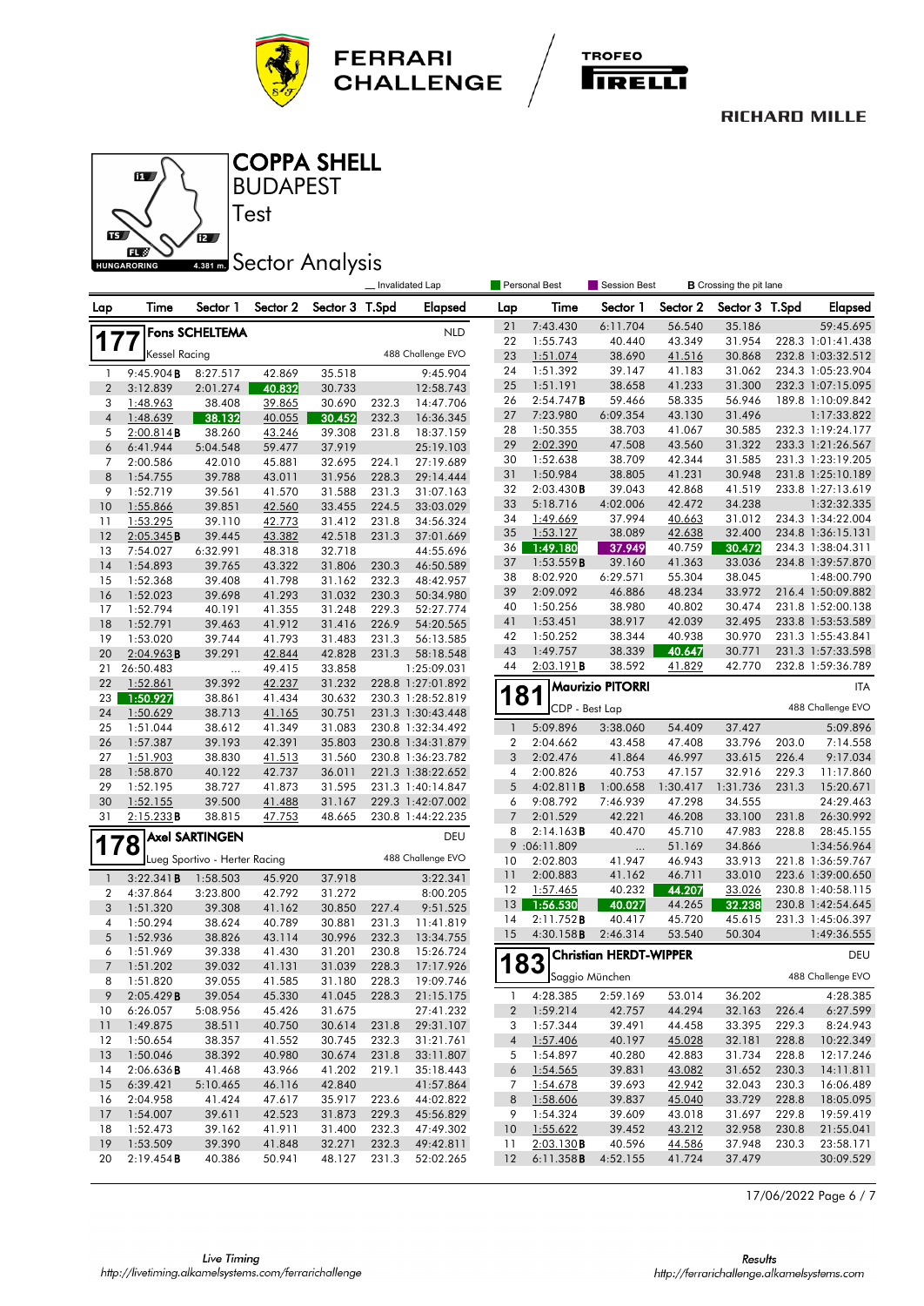FERRARI CHALLENGE

TROFEO PIRELLI

RICHARD MILLE

# COPPA SHELL

## BUDAPEST

Test

## Sector Analysis

HUNGARORING 4.381 m.

_ Invalidated Lap | Personal Best | Session Best | B Crossing the pit lane

### 177 Fons SCHELTEMA — NLD

Kessel Racing — 488 Challenge EVO

| Lap | Time | Sector 1 | Sector 2 | Sector 3 | T.Spd | Elapsed |
|---|---|---|---|---|---|---|
| 1 | 9:45.904B | 8:27.517 | 42.869 | 35.518 | | 9:45.904 |
| 2 | 3:12.839 | 2:01.274 | 40.832 | 30.733 | | 12:58.743 |
| 3 | 1:48.963 | 38.408 | 39.865 | 30.690 | 232.3 | 14:47.706 |
| 4 | 1:48.639 | 38.132 | 40.055 | 30.452 | 232.3 | 16:36.345 |
| 5 | 2:00.814B | 38.260 | 43.246 | 39.308 | 231.8 | 18:37.159 |
| 6 | 6:41.944 | 5:04.548 | 59.477 | 37.919 | | 25:19.103 |
| 7 | 2:00.586 | 42.010 | 45.881 | 32.695 | 224.1 | 27:19.689 |
| 8 | 1:54.755 | 39.788 | 43.011 | 31.956 | 228.3 | 29:14.444 |
| 9 | 1:52.719 | 39.561 | 41.570 | 31.588 | 231.3 | 31:07.163 |
| 10 | 1:55.866 | 39.851 | 42.560 | 33.455 | 224.5 | 33:03.029 |
| 11 | 1:53.295 | 39.110 | 42.773 | 31.412 | 231.8 | 34:56.324 |
| 12 | 2:05.345B | 39.445 | 43.382 | 42.518 | 231.3 | 37:01.669 |
| 13 | 7:54.027 | 6:32.991 | 48.318 | 32.718 | | 44:55.696 |
| 14 | 1:54.893 | 39.765 | 43.322 | 31.806 | 230.3 | 46:50.589 |
| 15 | 1:52.368 | 39.408 | 41.798 | 31.162 | 232.3 | 48:42.957 |
| 16 | 1:52.023 | 39.698 | 41.293 | 31.032 | 230.3 | 50:34.980 |
| 17 | 1:52.794 | 40.191 | 41.355 | 31.248 | 229.3 | 52:27.774 |
| 18 | 1:52.791 | 39.463 | 41.912 | 31.416 | 226.9 | 54:20.565 |
| 19 | 1:53.020 | 39.744 | 41.793 | 31.483 | 231.3 | 56:13.585 |
| 20 | 2:04.963B | 39.291 | 42.844 | 42.828 | 231.3 | 58:18.548 |
| 21 | 26:50.483 | ... | 49.415 | 33.858 | | 1:25:09.031 |
| 22 | 1:52.861 | 39.392 | 42.237 | 31.232 | 228.8 | 1:27:01.892 |
| 23 | 1:50.927 | 38.861 | 41.434 | 30.632 | 230.3 | 1:28:52.819 |
| 24 | 1:50.629 | 38.713 | 41.165 | 30.751 | 231.3 | 1:30:43.448 |
| 25 | 1:51.044 | 38.612 | 41.349 | 31.083 | 230.8 | 1:32:34.492 |
| 26 | 1:57.387 | 39.193 | 42.391 | 35.803 | 230.8 | 1:34:31.879 |
| 27 | 1:51.903 | 38.830 | 41.513 | 31.560 | 230.8 | 1:36:23.782 |
| 28 | 1:58.870 | 40.122 | 42.737 | 36.011 | 221.3 | 1:38:22.652 |
| 29 | 1:52.195 | 38.727 | 41.873 | 31.595 | 231.3 | 1:40:14.847 |
| 30 | 1:52.155 | 39.500 | 41.488 | 31.167 | 229.3 | 1:42:07.002 |
| 31 | 2:15.233B | 38.815 | 47.753 | 48.665 | 230.8 | 1:44:22.235 |

### 178 Axel SARTINGEN — DEU

Lueg Sportivo - Herter Racing — 488 Challenge EVO

| Lap | Time | Sector 1 | Sector 2 | Sector 3 | T.Spd | Elapsed |
|---|---|---|---|---|---|---|
| 1 | 3:22.341B | 1:58.503 | 45.920 | 37.918 | | 3:22.341 |
| 2 | 4:37.864 | 3:23.800 | 42.792 | 31.272 | | 8:00.205 |
| 3 | 1:51.320 | 39.308 | 41.162 | 30.850 | 227.4 | 9:51.525 |
| 4 | 1:50.294 | 38.624 | 40.789 | 30.881 | 231.3 | 11:41.819 |
| 5 | 1:52.936 | 38.826 | 43.114 | 30.996 | 232.3 | 13:34.755 |
| 6 | 1:51.969 | 39.338 | 41.430 | 31.201 | 230.8 | 15:26.724 |
| 7 | 1:51.202 | 39.032 | 41.131 | 31.039 | 228.3 | 17:17.926 |
| 8 | 1:51.820 | 39.055 | 41.585 | 31.180 | 228.3 | 19:09.746 |
| 9 | 2:05.429B | 39.054 | 45.330 | 41.045 | 228.3 | 21:15.175 |
| 10 | 6:26.057 | 5:08.956 | 45.426 | 31.675 | | 27:41.232 |
| 11 | 1:49.875 | 38.511 | 40.750 | 30.614 | 231.8 | 29:31.107 |
| 12 | 1:50.654 | 38.357 | 41.552 | 30.745 | 232.3 | 31:21.761 |
| 13 | 1:50.046 | 38.392 | 40.980 | 30.674 | 231.8 | 33:11.807 |
| 14 | 2:06.636B | 41.468 | 43.966 | 41.202 | 219.1 | 35:18.443 |
| 15 | 6:39.421 | 5:10.465 | 46.116 | 42.840 | | 41:57.864 |
| 16 | 2:04.958 | 41.424 | 47.617 | 35.917 | 223.6 | 44:02.822 |
| 17 | 1:54.007 | 39.611 | 42.523 | 31.873 | 229.3 | 45:56.829 |
| 18 | 1:52.473 | 39.162 | 41.911 | 31.400 | 232.3 | 47:49.302 |
| 19 | 1:53.509 | 39.390 | 41.848 | 32.271 | 232.3 | 49:42.811 |
| 20 | 2:19.454B | 40.386 | 50.941 | 48.127 | 231.3 | 52:02.265 |
| 21 | 7:43.430 | 6:11.704 | 56.540 | 35.186 | | 59:45.695 |
| 22 | 1:55.743 | 40.440 | 43.349 | 31.954 | 228.3 | 1:01:41.438 |
| 23 | 1:51.074 | 38.690 | 41.516 | 30.868 | 232.8 | 1:03:32.512 |
| 24 | 1:51.392 | 39.147 | 41.183 | 31.062 | 234.3 | 1:05:23.904 |
| 25 | 1:51.191 | 38.658 | 41.233 | 31.300 | 232.3 | 1:07:15.095 |
| 26 | 2:54.747B | 59.466 | 58.335 | 56.946 | 189.8 | 1:10:09.842 |
| 27 | 7:23.980 | 6:09.354 | 43.130 | 31.496 | | 1:17:33.822 |
| 28 | 1:50.355 | 38.703 | 41.067 | 30.585 | 232.3 | 1:19:24.177 |
| 29 | 2:02.390 | 47.508 | 43.560 | 31.322 | 233.3 | 1:21:26.567 |
| 30 | 1:52.638 | 38.709 | 42.344 | 31.585 | 231.3 | 1:23:19.205 |
| 31 | 1:50.984 | 38.805 | 41.231 | 30.948 | 231.8 | 1:25:10.189 |
| 32 | 2:03.430B | 39.043 | 42.868 | 41.519 | 233.8 | 1:27:13.619 |
| 33 | 5:18.716 | 4:02.006 | 42.472 | 34.238 | | 1:32:32.335 |
| 34 | 1:49.669 | 37.994 | 40.663 | 31.012 | 234.3 | 1:34:22.004 |
| 35 | 1:53.127 | 38.089 | 42.638 | 32.400 | 234.8 | 1:36:15.131 |
| 36 | 1:49.180 | 37.949 | 40.759 | 30.472 | 234.3 | 1:38:04.311 |
| 37 | 1:53.559B | 39.160 | 41.363 | 33.036 | 234.8 | 1:39:57.870 |
| 38 | 8:02.920 | 6:29.571 | 55.304 | 38.045 | | 1:48:00.790 |
| 39 | 2:09.092 | 46.886 | 48.234 | 33.972 | 216.4 | 1:50:09.882 |
| 40 | 1:50.256 | 38.980 | 40.802 | 30.474 | 231.8 | 1:52:00.138 |
| 41 | 1:53.451 | 38.917 | 42.039 | 32.495 | 233.8 | 1:53:53.589 |
| 42 | 1:50.252 | 38.344 | 40.938 | 30.970 | 231.3 | 1:55:43.841 |
| 43 | 1:49.757 | 38.339 | 40.647 | 30.771 | 231.3 | 1:57:33.598 |
| 44 | 2:03.191B | 38.592 | 41.829 | 42.770 | 232.8 | 1:59:36.789 |

### 181 Maurizio PITORRI — ITA

CDP - Best Lap — 488 Challenge EVO

| Lap | Time | Sector 1 | Sector 2 | Sector 3 | T.Spd | Elapsed |
|---|---|---|---|---|---|---|
| 1 | 5:09.896 | 3:38.060 | 54.409 | 37.427 | | 5:09.896 |
| 2 | 2:04.662 | 43.458 | 47.408 | 33.796 | 203.0 | 7:14.558 |
| 3 | 2:02.476 | 41.864 | 46.997 | 33.615 | 226.4 | 9:17.034 |
| 4 | 2:00.826 | 40.753 | 47.157 | 32.916 | 229.3 | 11:17.860 |
| 5 | 4:02.811B | 1:00.658 | 1:30.417 | 1:31.736 | 231.3 | 15:20.671 |
| 6 | 9:08.792 | 7:46.939 | 47.298 | 34.555 | | 24:29.463 |
| 7 | 2:01.529 | 42.221 | 46.208 | 33.100 | 231.8 | 26:30.992 |
| 8 | 2:14.163B | 40.470 | 45.710 | 47.983 | 228.8 | 28:45.155 |
| 9 | :06:11.809 | ... | 51.169 | 34.866 | | 1:34:56.964 |
| 10 | 2:02.803 | 41.947 | 46.943 | 33.913 | 221.8 | 1:36:59.767 |
| 11 | 2:00.883 | 41.162 | 46.711 | 33.010 | 223.6 | 1:39:00.650 |
| 12 | 1:57.465 | 40.232 | 44.207 | 33.026 | 230.8 | 1:40:58.115 |
| 13 | 1:56.530 | 40.027 | 44.265 | 32.238 | 230.8 | 1:42:54.645 |
| 14 | 2:11.752B | 40.417 | 45.720 | 45.615 | 231.3 | 1:45:06.397 |
| 15 | 4:30.158B | 2:46.314 | 53.540 | 50.304 | | 1:49:36.555 |

### 183 Christian HERDT-WIPPER — DEU

Saggio München — 488 Challenge EVO

| Lap | Time | Sector 1 | Sector 2 | Sector 3 | T.Spd | Elapsed |
|---|---|---|---|---|---|---|
| 1 | 4:28.385 | 2:59.169 | 53.014 | 36.202 | | 4:28.385 |
| 2 | 1:59.214 | 42.757 | 44.294 | 32.163 | 226.4 | 6:27.599 |
| 3 | 1:57.344 | 39.491 | 44.458 | 33.395 | 229.3 | 8:24.943 |
| 4 | 1:57.406 | 40.197 | 45.028 | 32.181 | 228.8 | 10:22.349 |
| 5 | 1:54.897 | 40.280 | 42.883 | 31.734 | 228.8 | 12:17.246 |
| 6 | 1:54.565 | 39.831 | 43.082 | 31.652 | 230.3 | 14:11.811 |
| 7 | 1:54.678 | 39.693 | 42.942 | 32.043 | 230.3 | 16:06.489 |
| 8 | 1:58.606 | 39.837 | 45.040 | 33.729 | 228.8 | 18:05.095 |
| 9 | 1:54.324 | 39.609 | 43.018 | 31.697 | 229.8 | 19:59.419 |
| 10 | 1:55.622 | 39.452 | 43.212 | 32.958 | 230.8 | 21:55.041 |
| 11 | 2:03.130B | 40.596 | 44.586 | 37.948 | 230.3 | 23:58.171 |
| 12 | 6:11.358B | 4:52.155 | 41.724 | 37.479 | | 30:09.529 |

17/06/2022

Live Timing
http://livetiming.alkamelsystems.com/ferrarichallenge

Results
http://ferrarichallenge.alkamelsystems.com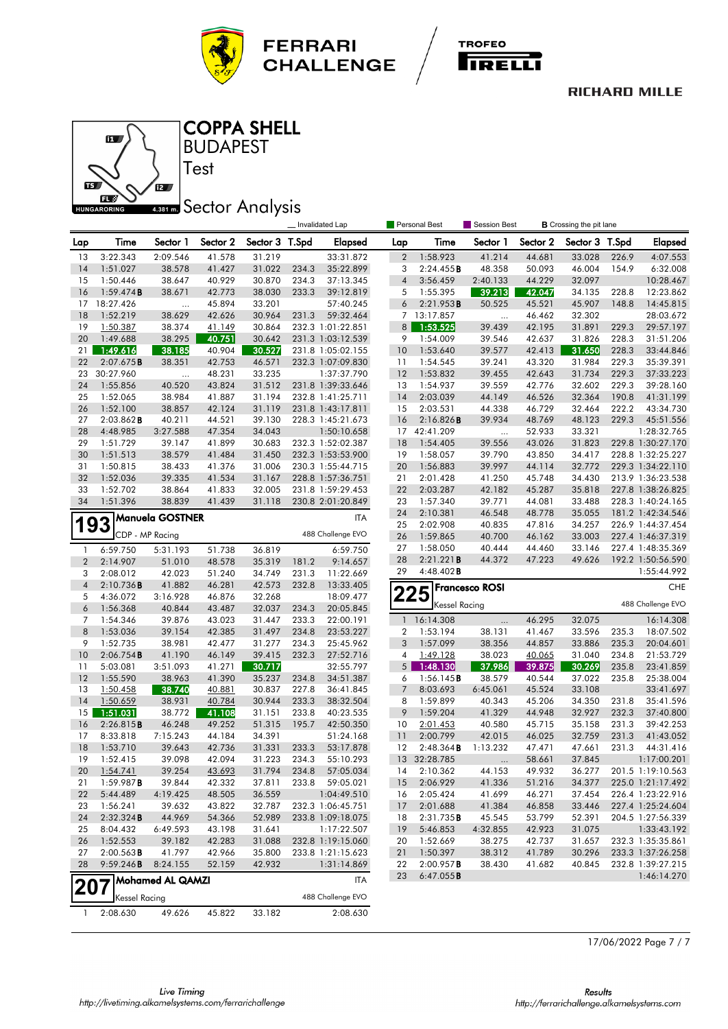# COPPA SHELL

BUDAPEST

Test

## Sector Analysis

_ Invalidated Lap | Personal Best | Session Best | **B** Crossing the pit lane

| Lap | Time | Sector 1 | Sector 2 | Sector 3 | T.Spd | Elapsed |
|---|---|---|---|---|---|---|
| 13 | 3:22.343 | 2:09.546 | 41.578 | 31.219 | | 33:31.872 |
| 14 | 1:51.027 | 38.578 | 41.427 | 31.022 | 234.3 | 35:22.899 |
| 15 | 1:50.446 | 38.647 | 40.929 | 30.870 | 234.3 | 37:13.345 |
| 16 | 1:59.474**B** | 38.671 | 42.773 | 38.030 | 233.3 | 39:12.819 |
| 17 | 18:27.426 | ... | 45.894 | 33.201 | | 57:40.245 |
| 18 | 1:52.219 | 38.629 | 42.626 | 30.964 | 231.3 | 59:32.464 |
| 19 | 1:50.387 | 38.374 | 41.149 | 30.864 | 232.3 | 1:01:22.851 |
| 20 | 1:49.688 | 38.295 | 40.751 | 30.642 | 231.3 | 1:03:12.539 |
| 21 | 1:49.616 | 38.185 | 40.904 | 30.527 | 231.8 | 1:05:02.155 |
| 22 | 2:07.675**B** | 38.351 | 42.753 | 46.571 | 232.3 | 1:07:09.830 |
| 23 | 30:27.960 | ... | 48.231 | 33.235 | | 1:37:37.790 |
| 24 | 1:55.856 | 40.520 | 43.824 | 31.512 | 231.8 | 1:39:33.646 |
| 25 | 1:52.065 | 38.984 | 41.887 | 31.194 | 232.8 | 1:41:25.711 |
| 26 | 1:52.100 | 38.857 | 42.124 | 31.119 | 231.8 | 1:43:17.811 |
| 27 | 2:03.862**B** | 40.211 | 44.521 | 39.130 | 228.3 | 1:45:21.673 |
| 28 | 4:48.985 | 3:27.588 | 47.354 | 34.043 | | 1:50:10.658 |
| 29 | 1:51.729 | 39.147 | 41.899 | 30.683 | 232.3 | 1:52:02.387 |
| 30 | 1:51.513 | 38.579 | 41.484 | 31.450 | 232.3 | 1:53:53.900 |
| 31 | 1:50.815 | 38.433 | 41.376 | 31.006 | 230.3 | 1:55:44.715 |
| 32 | 1:52.036 | 39.335 | 41.534 | 31.167 | 228.8 | 1:57:36.751 |
| 33 | 1:52.702 | 38.864 | 41.833 | 32.005 | 231.8 | 1:59:29.453 |
| 34 | 1:51.396 | 38.839 | 41.439 | 31.118 | 230.8 | 2:01:20.849 |

### 193 Manuela GOSTNER — ITA
CDP - MP Racing — 488 Challenge EVO

| Lap | Time | Sector 1 | Sector 2 | Sector 3 | T.Spd | Elapsed |
|---|---|---|---|---|---|---|
| 1 | 6:59.750 | 5:31.193 | 51.738 | 36.819 | | 6:59.750 |
| 2 | 2:14.907 | 51.010 | 48.578 | 35.319 | 181.2 | 9:14.657 |
| 3 | 2:08.012 | 42.023 | 51.240 | 34.749 | 231.3 | 11:22.669 |
| 4 | 2:10.736**B** | 41.882 | 46.281 | 42.573 | 232.8 | 13:33.405 |
| 5 | 4:36.072 | 3:16.928 | 46.876 | 32.268 | | 18:09.477 |
| 6 | 1:56.368 | 40.844 | 43.487 | 32.037 | 234.3 | 20:05.845 |
| 7 | 1:54.346 | 39.876 | 43.023 | 31.447 | 233.3 | 22:00.191 |
| 8 | 1:53.036 | 39.154 | 42.385 | 31.497 | 234.8 | 23:53.227 |
| 9 | 1:52.735 | 38.981 | 42.477 | 31.277 | 234.3 | 25:45.962 |
| 10 | 2:06.754**B** | 41.190 | 46.149 | 39.415 | 232.3 | 27:52.716 |
| 11 | 5:03.081 | 3:51.093 | 41.271 | 30.717 | | 32:55.797 |
| 12 | 1:55.590 | 38.963 | 41.390 | 35.237 | 234.8 | 34:51.387 |
| 13 | 1:50.458 | 38.740 | 40.881 | 30.837 | 227.8 | 36:41.845 |
| 14 | 1:50.659 | 38.931 | 40.784 | 30.944 | 233.3 | 38:32.504 |
| 15 | 1:51.031 | 38.772 | 41.108 | 31.151 | 233.8 | 40:23.535 |
| 16 | 2:26.815**B** | 46.248 | 49.252 | 51.315 | 195.7 | 42:50.350 |
| 17 | 8:33.818 | 7:15.243 | 44.184 | 34.391 | | 51:24.168 |
| 18 | 1:53.710 | 39.643 | 42.736 | 31.331 | 233.3 | 53:17.878 |
| 19 | 1:52.415 | 39.098 | 42.094 | 31.223 | 234.3 | 55:10.293 |
| 20 | 1:54.741 | 39.254 | 43.693 | 31.794 | 234.8 | 57:05.034 |
| 21 | 1:59.987**B** | 39.844 | 42.332 | 37.811 | 233.8 | 59:05.021 |
| 22 | 5:44.489 | 4:19.425 | 48.505 | 36.559 | | 1:04:49.510 |
| 23 | 1:56.241 | 39.632 | 43.822 | 32.787 | 232.3 | 1:06:45.751 |
| 24 | 2:32.324**B** | 44.969 | 54.366 | 52.989 | 233.8 | 1:09:18.075 |
| 25 | 8:04.432 | 6:49.593 | 43.198 | 31.641 | | 1:17:22.507 |
| 26 | 1:52.553 | 39.182 | 42.283 | 31.088 | 232.8 | 1:19:15.060 |
| 27 | 2:00.563**B** | 41.797 | 42.966 | 35.800 | 233.8 | 1:21:15.623 |
| 28 | 9:59.246**B** | 8:24.155 | 52.159 | 42.932 | | 1:31:14.869 |

### 207 Mohamed AL QAMZI — ITA
Kessel Racing — 488 Challenge EVO

| Lap | Time | Sector 1 | Sector 2 | Sector 3 | T.Spd | Elapsed |
|---|---|---|---|---|---|---|
| 1 | 2:08.630 | 49.626 | 45.822 | 33.182 | | 2:08.630 |
| 2 | 1:58.923 | 41.214 | 44.681 | 33.028 | 226.9 | 4:07.553 |
| 3 | 2:24.455**B** | 48.358 | 50.093 | 46.004 | 154.9 | 6:32.008 |
| 4 | 3:56.459 | 2:40.133 | 44.229 | 32.097 | | 10:28.467 |
| 5 | 1:55.395 | 39.213 | 42.047 | 34.135 | 228.8 | 12:23.862 |
| 6 | 2:21.953**B** | 50.525 | 45.521 | 45.907 | 148.8 | 14:45.815 |
| 7 | 13:17.857 | ... | 46.462 | 32.302 | | 28:03.672 |
| 8 | 1:53.525 | 39.439 | 42.195 | 31.891 | 229.3 | 29:57.197 |
| 9 | 1:54.009 | 39.546 | 42.637 | 31.826 | 228.3 | 31:51.206 |
| 10 | 1:53.640 | 39.577 | 42.413 | 31.650 | 228.3 | 33:44.846 |
| 11 | 1:54.545 | 39.241 | 43.320 | 31.984 | 229.3 | 35:39.391 |
| 12 | 1:53.832 | 39.455 | 42.643 | 31.734 | 229.3 | 37:33.223 |
| 13 | 1:54.937 | 39.559 | 42.776 | 32.602 | 229.3 | 39:28.160 |
| 14 | 2:03.039 | 44.149 | 46.526 | 32.364 | 190.8 | 41:31.199 |
| 15 | 2:03.531 | 44.338 | 46.729 | 32.464 | 222.2 | 43:34.730 |
| 16 | 2:16.826**B** | 39.934 | 48.769 | 48.123 | 229.3 | 45:51.556 |
| 17 | 42:41.209 | ... | 52.933 | 33.321 | | 1:28:32.765 |
| 18 | 1:54.405 | 39.556 | 43.026 | 31.823 | 229.8 | 1:30:27.170 |
| 19 | 1:58.057 | 39.790 | 43.850 | 34.417 | 228.8 | 1:32:25.227 |
| 20 | 1:56.883 | 39.997 | 44.114 | 32.772 | 229.3 | 1:34:22.110 |
| 21 | 2:01.428 | 41.250 | 45.748 | 34.430 | 213.9 | 1:36:23.538 |
| 22 | 2:03.287 | 42.182 | 45.287 | 35.818 | 227.8 | 1:38:26.825 |
| 23 | 1:57.340 | 39.771 | 44.081 | 33.488 | 228.3 | 1:40:24.165 |
| 24 | 2:10.381 | 46.548 | 48.778 | 35.055 | 181.2 | 1:42:34.546 |
| 25 | 2:02.908 | 40.835 | 47.816 | 34.257 | 226.9 | 1:44:37.454 |
| 26 | 1:59.865 | 40.700 | 46.162 | 33.003 | 227.4 | 1:46:37.319 |
| 27 | 1:58.050 | 40.444 | 44.460 | 33.146 | 227.4 | 1:48:35.369 |
| 28 | 2:21.221**B** | 44.372 | 47.223 | 49.626 | 192.2 | 1:50:56.590 |
| 29 | 4:48.402**B** | | | | | 1:55:44.992 |

### 225 Francesco ROSI — CHE
Kessel Racing — 488 Challenge EVO

| Lap | Time | Sector 1 | Sector 2 | Sector 3 | T.Spd | Elapsed |
|---|---|---|---|---|---|---|
| 1 | 16:14.308 | ... | 46.295 | 32.075 | | 16:14.308 |
| 2 | 1:53.194 | 38.131 | 41.467 | 33.596 | 235.3 | 18:07.502 |
| 3 | 1:57.099 | 38.356 | 44.857 | 33.886 | 235.3 | 20:04.601 |
| 4 | 1:49.128 | 38.023 | 40.065 | 31.040 | 234.8 | 21:53.729 |
| 5 | 1:48.130 | 37.986 | 39.875 | 30.269 | 235.8 | 23:41.859 |
| 6 | 1:56.145**B** | 38.579 | 40.544 | 37.022 | 235.8 | 25:38.004 |
| 7 | 8:03.693 | 6:45.061 | 45.524 | 33.108 | | 33:41.697 |
| 8 | 1:59.899 | 40.343 | 45.206 | 34.350 | 231.8 | 35:41.596 |
| 9 | 1:59.204 | 41.329 | 44.948 | 32.927 | 232.3 | 37:40.800 |
| 10 | 2:01.453 | 40.580 | 45.715 | 35.158 | 231.3 | 39:42.253 |
| 11 | 2:00.799 | 42.015 | 46.025 | 32.759 | 231.3 | 41:43.052 |
| 12 | 2:48.364**B** | 1:13.232 | 47.471 | 47.661 | 231.3 | 44:31.416 |
| 13 | 32:28.785 | ... | 58.661 | 37.845 | | 1:17:00.201 |
| 14 | 2:10.362 | 44.153 | 49.932 | 36.277 | 201.5 | 1:19:10.563 |
| 15 | 2:06.929 | 41.336 | 51.216 | 34.377 | 225.0 | 1:21:17.492 |
| 16 | 2:05.424 | 41.699 | 46.271 | 37.454 | 226.4 | 1:23:22.916 |
| 17 | 2:01.688 | 41.384 | 46.858 | 33.446 | 227.4 | 1:25:24.604 |
| 18 | 2:31.735**B** | 45.545 | 53.799 | 52.391 | 204.5 | 1:27:56.339 |
| 19 | 5:46.853 | 4:32.855 | 42.923 | 31.075 | | 1:33:43.192 |
| 20 | 1:52.669 | 38.275 | 42.737 | 31.657 | 232.3 | 1:35:35.861 |
| 21 | 1:50.397 | 38.312 | 41.789 | 30.296 | 233.3 | 1:37:26.258 |
| 22 | 2:00.957**B** | 38.430 | 41.682 | 40.845 | 232.8 | 1:39:27.215 |
| 23 | 6:47.055**B** | | | | | 1:46:14.270 |

17/06/2022

Live Timing
http://livetiming.alkamelsystems.com/ferrarichallenge

Results
http://ferrarichallenge.alkamelsystems.com